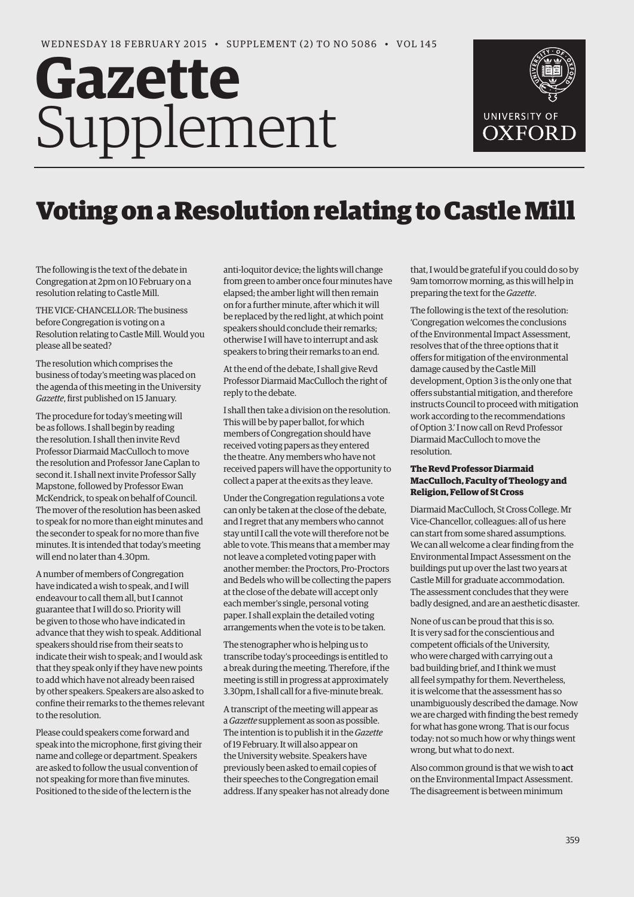# Gazette Supplement

WEDNESDAY 18 FEBRUARY 2015 • SUPPLEMENT (2) TO NO 5086 • VOL 145

## Voting on a Resolution relating to Castle Mill

The following is the text of the debate in Congregation at 2pm on 10 February on a resolution relating to Castle Mill.

THE VICE-CHANCELLOR: The business before Congregation is voting on a Resolution relating to Castle Mill. Would you please all be seated?

The resolution which comprises the business of today's meeting was placed on the agenda of this meeting in the University *Gazette*, first published on 15 January.

The procedure for today's meeting will be as follows. I shall begin by reading the resolution. I shall then invite Revd Professor Diarmaid MacCulloch to move the resolution and Professor Jane Caplan to second it. I shall next invite Professor Sally Mapstone, followed by Professor Ewan McKendrick, to speak on behalf of Council. The mover of the resolution has been asked to speak for no more than eight minutes and the seconder to speak for no more than five minutes. It is intended that today's meeting will end no later than 4.30pm.

A number of members of Congregation have indicated a wish to speak, and I will endeavour to call them all, but I cannot guarantee that I will do so. Priority will be given to those who have indicated in advance that they wish to speak. Additional speakers should rise from their seats to indicate their wish to speak; and I would ask that they speak only if they have new points to add which have not already been raised by other speakers. Speakers are also asked to confine their remarks to the themes relevant to the resolution.

Please could speakers come forward and speak into the microphone, first giving their name and college or department. Speakers are asked to follow the usual convention of not speaking for more than five minutes. Positioned to the side of the lectern is the anti-loquitor device; the lights will change from green to amber once four minutes have elapsed; the amber light will then remain on for a further minute, after which it will be replaced by the red light, at which point speakers should conclude their remarks; otherwise I will have to interrupt and ask speakers to bring their remarks to an end.

At the end of the debate, I shall give Revd Professor Diarmaid MacCulloch the right of reply to the debate.

I shall then take a division on the resolution. This will be by paper ballot, for which members of Congregation should have received voting papers as they entered the theatre. Any members who have not received papers will have the opportunity to collect a paper at the exits as they leave.

Under the Congregation regulations a vote can only be taken at the close of the debate, and I regret that any members who cannot stay until I call the vote will therefore not be able to vote. This means that a member may not leave a completed voting paper with another member: the Proctors, Pro-Proctors and Bedels who will be collecting the papers at the close of the debate will accept only each member's single, personal voting paper. I shall explain the detailed voting arrangements when the vote is to be taken.

The stenographer who is helping us to transcribe today's proceedings is entitled to a break during the meeting. Therefore, if the meeting is still in progress at approximately 3.30pm, I shall call for a five-minute break.

A transcript of the meeting will appear as a *Gazette* supplement as soon as possible. The intention is to publish it in the *Gazette* of 19 February. It will also appear on the University website. Speakers have previously been asked to email copies of their speeches to the Congregation email address. If any speaker has not already done that, I would be grateful if you could do so by 9am tomorrow morning, as this will help in preparing the text for the *Gazette*.

The following is the text of the resolution: 'Congregation welcomes the conclusions of the Environmental Impact Assessment, resolves that of the three options that it offers for mitigation of the environmental damage caused by the Castle Mill development, Option 3 is the only one that offers substantial mitigation, and therefore instructs Council to proceed with mitigation work according to the recommendations of Option 3.' I now call on Revd Professor Diarmaid MacCulloch to move the resolution.

**The Revd Professor Diarmaid MacCulloch, Faculty of Theology and Religion, Fellow of St Cross**

Diarmaid MacCulloch, St Cross College. Mr Vice-Chancellor, colleagues: all of us here can start from some shared assumptions. We can all welcome a clear finding from the Environmental Impact Assessment on the buildings put up over the last two years at Castle Mill for graduate accommodation. The assessment concludes that they were badly designed, and are an aesthetic disaster.

None of us can be proud that this is so. It is very sad for the conscientious and competent officials of the University, who were charged with carrying out a bad building brief, and I think we must all feel sympathy for them. Nevertheless, it is welcome that the assessment has so unambiguously described the damage. Now we are charged with finding the best remedy for what has gone wrong. That is our focus today: not so much how or why things went wrong, but what to do next.

Also common ground is that we wish to **act** on the Environmental Impact Assessment. The disagreement is between minimum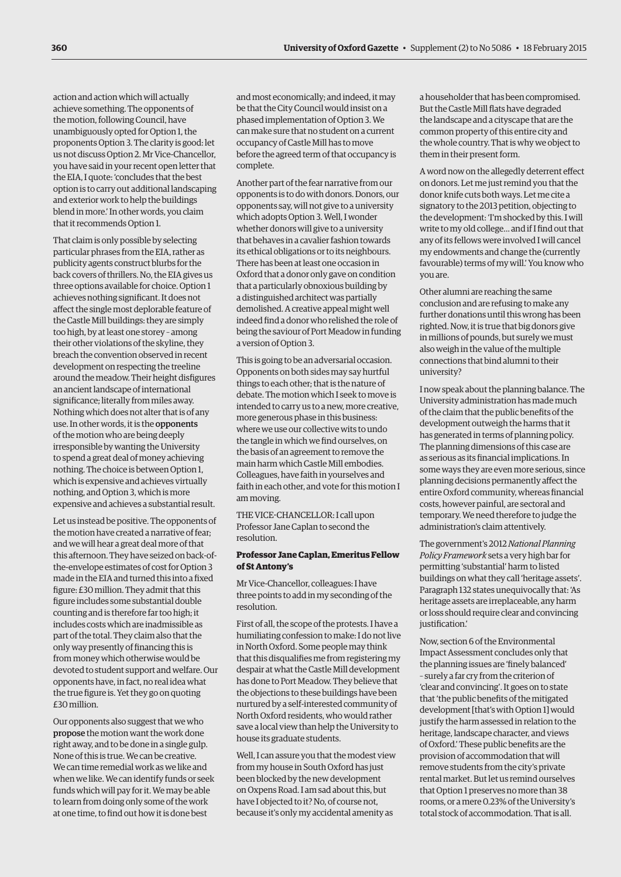action and action which will actually achieve something. The opponents of the motion, following Council, have unambiguously opted for Option 1, the proponents Option 3. The clarity is good: let us not discuss Option 2. Mr Vice-Chancellor, you have said in your recent open letter that the EIA, I quote: 'concludes that the best option is to carry out additional landscaping and exterior work to help the buildings blend in more.' In other words, you claim that it recommends Option 1.

That claim is only possible by selecting particular phrases from the EIA, rather as publicity agents construct blurbs for the back covers of thrillers. No, the EIA gives us three options available for choice. Option 1 achieves nothing significant. It does not affect the single most deplorable feature of the Castle Mill buildings: they are simply too high, by at least one storey – among their other violations of the skyline, they breach the convention observed in recent development on respecting the treeline around the meadow. Their height disfigures an ancient landscape of international significance; literally from miles away. Nothing which does not alter that is of any use. In other words, it is the **opponents** of the motion who are being deeply irresponsible by wanting the University to spend a great deal of money achieving nothing. The choice is between Option 1, which is expensive and achieves virtually nothing, and Option 3, which is more expensive and achieves a substantial result.

Let us instead be positive. The opponents of the motion have created a narrative of fear; and we will hear a great deal more of that this afternoon. They have seized on back-of-the-envelope estimates of cost for Option 3 made in the EIA and turned this into a fixed figure: £30 million. They admit that this figure includes some substantial double counting and is therefore far too high; it includes costs which are inadmissible as part of the total. They claim also that the only way presently of financing this is from money which otherwise would be devoted to student support and welfare. Our opponents have, in fact, no real idea what the true figure is. Yet they go on quoting £30 million.

Our opponents also suggest that we who **propose** the motion want the work done right away, and to be done in a single gulp. None of this is true. We can be creative. We can time remedial work as we like and when we like. We can identify funds or seek funds which will pay for it. We may be able to learn from doing only some of the work at one time, to find out how it is done best and most economically; and indeed, it may be that the City Council would insist on a phased implementation of Option 3. We can make sure that no student on a current occupancy of Castle Mill has to move before the agreed term of that occupancy is complete.

Another part of the fear narrative from our opponents is to do with donors. Donors, our opponents say, will not give to a university which adopts Option 3. Well, I wonder whether donors will give to a university that behaves in a cavalier fashion towards its ethical obligations or to its neighbours. There has been at least one occasion in Oxford that a donor only gave on condition that a particularly obnoxious building by a distinguished architect was partially demolished. A creative appeal might well indeed find a donor who relished the role of being the saviour of Port Meadow in funding a version of Option 3.

This is going to be an adversarial occasion. Opponents on both sides may say hurtful things to each other; that is the nature of debate. The motion which I seek to move is intended to carry us to a new, more creative, more generous phase in this business: where we use our collective wits to undo the tangle in which we find ourselves, on the basis of an agreement to remove the main harm which Castle Mill embodies. Colleagues, have faith in yourselves and faith in each other, and vote for this motion I am moving.

THE VICE-CHANCELLOR: I call upon Professor Jane Caplan to second the resolution.

**Professor Jane Caplan, Emeritus Fellow of St Antony's**

Mr Vice-Chancellor, colleagues: I have three points to add in my seconding of the resolution.

First of all, the scope of the protests. I have a humiliating confession to make: I do not live in North Oxford. Some people may think that this disqualifies me from registering my despair at what the Castle Mill development has done to Port Meadow. They believe that the objections to these buildings have been nurtured by a self-interested community of North Oxford residents, who would rather save a local view than help the University to house its graduate students.

Well, I can assure you that the modest view from my house in South Oxford has just been blocked by the new development on Oxpens Road. I am sad about this, but have I objected to it? No, of course not, because it's only my accidental amenity as a householder that has been compromised. But the Castle Mill flats have degraded the landscape and a cityscape that are the common property of this entire city and the whole country. That is why we object to them in their present form.

A word now on the allegedly deterrent effect on donors. Let me just remind you that the donor knife cuts both ways. Let me cite a signatory to the 2013 petition, objecting to the development: 'I'm shocked by this. I will write to my old college... and if I find out that any of its fellows were involved I will cancel my endowments and change the (currently favourable) terms of my will.' You know who you are.

Other alumni are reaching the same conclusion and are refusing to make any further donations until this wrong has been righted. Now, it is true that big donors give in millions of pounds, but surely we must also weigh in the value of the multiple connections that bind alumni to their university?

I now speak about the planning balance. The University administration has made much of the claim that the public benefits of the development outweigh the harms that it has generated in terms of planning policy. The planning dimensions of this case are as serious as its financial implications. In some ways they are even more serious, since planning decisions permanently affect the entire Oxford community, whereas financial costs, however painful, are sectoral and temporary. We need therefore to judge the administration's claim attentively.

The government's 2012 *National Planning Policy Framework* sets a very high bar for permitting 'substantial' harm to listed buildings on what they call 'heritage assets'. Paragraph 132 states unequivocally that: 'As heritage assets are irreplaceable, any harm or loss should require clear and convincing justification.'

Now, section 6 of the Environmental Impact Assessment concludes only that the planning issues are 'finely balanced' – surely a far cry from the criterion of 'clear and convincing'. It goes on to state that 'the public benefits of the mitigated development [that's with Option 1] would justify the harm assessed in relation to the heritage, landscape character, and views of Oxford.' These public benefits are the provision of accommodation that will remove students from the city's private rental market. But let us remind ourselves that Option 1 preserves no more than 38 rooms, or a mere 0.23% of the University's total stock of accommodation. That is all.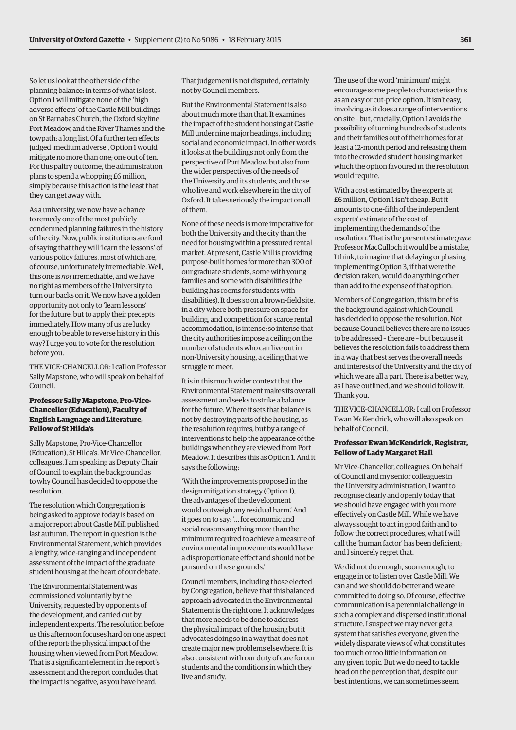So let us look at the other side of the planning balance: in terms of what is lost. Option 1 will mitigate none of the 'high adverse effects' of the Castle Mill buildings on St Barnabas Church, the Oxford skyline, Port Meadow, and the River Thames and the towpath: a long list. Of a further ten effects judged 'medium adverse', Option 1 would mitigate no more than one; one out of ten. For this paltry outcome, the administration plans to spend a whopping £6 million, simply because this action is the least that they can get away with.

As a university, we now have a chance to remedy one of the most publicly condemned planning failures in the history of the city. Now, public institutions are fond of saying that they will 'learn the lessons' of various policy failures, most of which are, of course, unfortunately irremediable. Well, this one is *not* irremediable, and we have no right as members of the University to turn our backs on it. We now have a golden opportunity not only to 'learn lessons' for the future, but to apply their precepts immediately. How many of us are lucky enough to be able to reverse history in this way? I urge you to vote for the resolution before you.

THE VICE-CHANCELLOR: I call on Professor Sally Mapstone, who will speak on behalf of Council.

**Professor Sally Mapstone, Pro-Vice-Chancellor (Education), Faculty of English Language and Literature, Fellow of St Hilda's**

Sally Mapstone, Pro-Vice-Chancellor (Education), St Hilda's. Mr Vice-Chancellor, colleagues. I am speaking as Deputy Chair of Council to explain the background as to why Council has decided to oppose the resolution.

The resolution which Congregation is being asked to approve today is based on a major report about Castle Mill published last autumn. The report in question is the Environmental Statement, which provides a lengthy, wide-ranging and independent assessment of the impact of the graduate student housing at the heart of our debate.

The Environmental Statement was commissioned voluntarily by the University, requested by opponents of the development, and carried out by independent experts. The resolution before us this afternoon focuses hard on one aspect of the report: the physical impact of the housing when viewed from Port Meadow. That is a significant element in the report's assessment and the report concludes that the impact is negative, as you have heard.

That judgement is not disputed, certainly not by Council members.

But the Environmental Statement is also about much more than that. It examines the impact of the student housing at Castle Mill under nine major headings, including social and economic impact. In other words it looks at the buildings not only from the perspective of Port Meadow but also from the wider perspectives of the needs of the University and its students, and those who live and work elsewhere in the city of Oxford. It takes seriously the impact on all of them.

None of these needs is more imperative for both the University and the city than the need for housing within a pressured rental market. At present, Castle Mill is providing purpose-built homes for more than 300 of our graduate students, some with young families and some with disabilities (the building has rooms for students with disabilities). It does so on a brown-field site, in a city where both pressure on space for building, and competition for scarce rental accommodation, is intense; so intense that the city authorities impose a ceiling on the number of students who can live out in non-University housing, a ceiling that we struggle to meet.

It is in this much wider context that the Environmental Statement makes its overall assessment and seeks to strike a balance for the future. Where it sets that balance is not by destroying parts of the housing, as the resolution requires, but by a range of interventions to help the appearance of the buildings when they are viewed from Port Meadow. It describes this as Option 1. And it says the following:

'With the improvements proposed in the design mitigation strategy (Option 1), the advantages of the development would outweigh any residual harm.' And it goes on to say: '... for economic and social reasons anything more than the minimum required to achieve a measure of environmental improvements would have a disproportionate effect and should not be pursued on these grounds.'

Council members, including those elected by Congregation, believe that this balanced approach advocated in the Environmental Statement is the right one. It acknowledges that more needs to be done to address the physical impact of the housing but it advocates doing so in a way that does not create major new problems elsewhere. It is also consistent with our duty of care for our students and the conditions in which they live and study.

The use of the word 'minimum' might encourage some people to characterise this as an easy or cut-price option. It isn't easy, involving as it does a range of interventions on site – but, crucially, Option 1 avoids the possibility of turning hundreds of students and their families out of their homes for at least a 12-month period and releasing them into the crowded student housing market, which the option favoured in the resolution would require.

With a cost estimated by the experts at £6 million, Option 1 isn't cheap. But it amounts to one-fifth of the independent experts' estimate of the cost of implementing the demands of the resolution. That is the present estimate; *pace* Professor MacCulloch it would be a mistake, I think, to imagine that delaying or phasing implementing Option 3, if that were the decision taken, would do anything other than add to the expense of that option.

Members of Congregation, this in brief is the background against which Council has decided to oppose the resolution. Not because Council believes there are no issues to be addressed – there are – but because it believes the resolution fails to address them in a way that best serves the overall needs and interests of the University and the city of which we are all a part. There is a better way, as I have outlined, and we should follow it. Thank you.

THE VICE-CHANCELLOR: I call on Professor Ewan McKendrick, who will also speak on behalf of Council.

**Professor Ewan McKendrick, Registrar, Fellow of Lady Margaret Hall**

Mr Vice-Chancellor, colleagues. On behalf of Council and my senior colleagues in the University administration, I want to recognise clearly and openly today that we should have engaged with you more effectively on Castle Mill. While we have always sought to act in good faith and to follow the correct procedures, what I will call the 'human factor' has been deficient; and I sincerely regret that.

We did not do enough, soon enough, to engage in or to listen over Castle Mill. We can and we should do better and we are committed to doing so. Of course, effective communication is a perennial challenge in such a complex and dispersed institutional structure. I suspect we may never get a system that satisfies everyone, given the widely disparate views of what constitutes too much or too little information on any given topic. But we do need to tackle head on the perception that, despite our best intentions, we can sometimes seem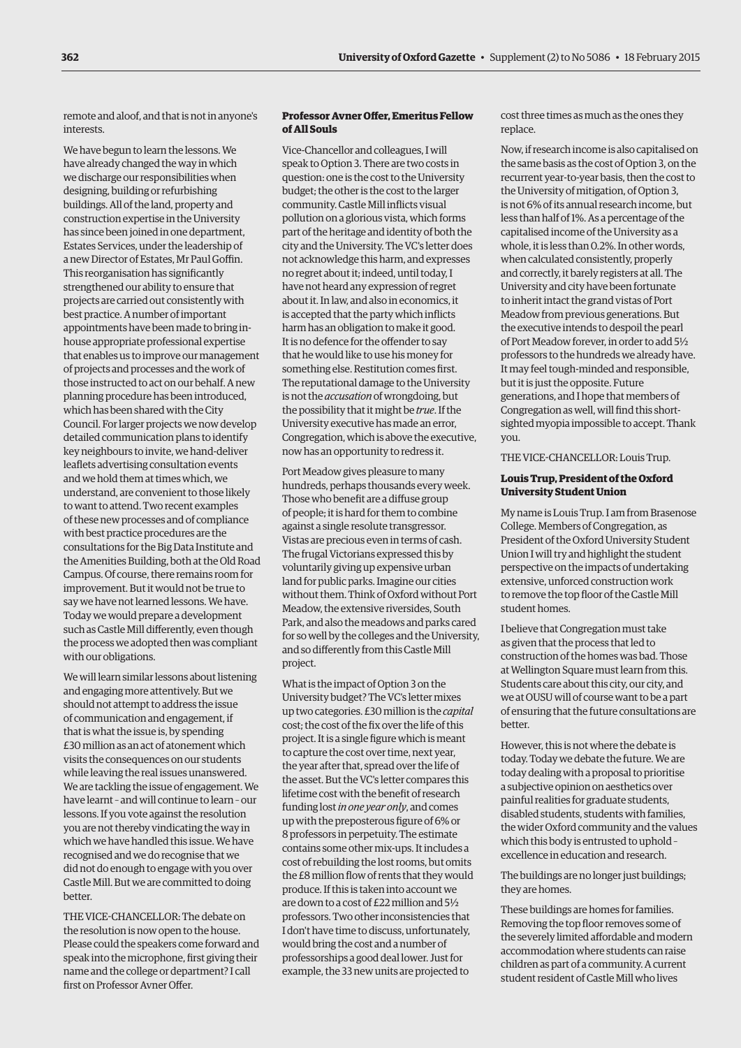remote and aloof, and that is not in anyone's interests.

We have begun to learn the lessons. We have already changed the way in which we discharge our responsibilities when designing, building or refurbishing buildings. All of the land, property and construction expertise in the University has since been joined in one department, Estates Services, under the leadership of a new Director of Estates, Mr Paul Goffin. This reorganisation has significantly strengthened our ability to ensure that projects are carried out consistently with best practice. A number of important appointments have been made to bring in-house appropriate professional expertise that enables us to improve our management of projects and processes and the work of those instructed to act on our behalf. A new planning procedure has been introduced, which has been shared with the City Council. For larger projects we now develop detailed communication plans to identify key neighbours to invite, we hand-deliver leaflets advertising consultation events and we hold them at times which, we understand, are convenient to those likely to want to attend. Two recent examples of these new processes and of compliance with best practice procedures are the consultations for the Big Data Institute and the Amenities Building, both at the Old Road Campus. Of course, there remains room for improvement. But it would not be true to say we have not learned lessons. We have. Today we would prepare a development such as Castle Mill differently, even though the process we adopted then was compliant with our obligations.

We will learn similar lessons about listening and engaging more attentively. But we should not attempt to address the issue of communication and engagement, if that is what the issue is, by spending £30 million as an act of atonement which visits the consequences on our students while leaving the real issues unanswered. We are tackling the issue of engagement. We have learnt – and will continue to learn – our lessons. If you vote against the resolution you are not thereby vindicating the way in which we have handled this issue. We have recognised and we do recognise that we did not do enough to engage with you over Castle Mill. But we are committed to doing better.

THE VICE-CHANCELLOR: The debate on the resolution is now open to the house. Please could the speakers come forward and speak into the microphone, first giving their name and the college or department? I call first on Professor Avner Offer.

**Professor Avner Offer, Emeritus Fellow of All Souls**

Vice-Chancellor and colleagues, I will speak to Option 3. There are two costs in question: one is the cost to the University budget; the other is the cost to the larger community. Castle Mill inflicts visual pollution on a glorious vista, which forms part of the heritage and identity of both the city and the University. The VC's letter does not acknowledge this harm, and expresses no regret about it; indeed, until today, I have not heard any expression of regret about it. In law, and also in economics, it is accepted that the party which inflicts harm has an obligation to make it good. It is no defence for the offender to say that he would like to use his money for something else. Restitution comes first. The reputational damage to the University is not the *accusation* of wrongdoing, but the possibility that it might be *true*. If the University executive has made an error, Congregation, which is above the executive, now has an opportunity to redress it.

Port Meadow gives pleasure to many hundreds, perhaps thousands every week. Those who benefit are a diffuse group of people; it is hard for them to combine against a single resolute transgressor. Vistas are precious even in terms of cash. The frugal Victorians expressed this by voluntarily giving up expensive urban land for public parks. Imagine our cities without them. Think of Oxford without Port Meadow, the extensive riversides, South Park, and also the meadows and parks cared for so well by the colleges and the University, and so differently from this Castle Mill project.

What is the impact of Option 3 on the University budget? The VC's letter mixes up two categories. £30 million is the *capital* cost; the cost of the fix over the life of this project. It is a single figure which is meant to capture the cost over time, next year, the year after that, spread over the life of the asset. But the VC's letter compares this lifetime cost with the benefit of research funding lost *in one year only*, and comes up with the preposterous figure of 6% or 8 professors in perpetuity. The estimate contains some other mix-ups. It includes a cost of rebuilding the lost rooms, but omits the £8 million flow of rents that they would produce. If this is taken into account we are down to a cost of £22 million and 5½ professors. Two other inconsistencies that I don't have time to discuss, unfortunately, would bring the cost and a number of professorships a good deal lower. Just for example, the 33 new units are projected to cost three times as much as the ones they replace.

Now, if research income is also capitalised on the same basis as the cost of Option 3, on the recurrent year-to-year basis, then the cost to the University of mitigation, of Option 3, is not 6% of its annual research income, but less than half of 1%. As a percentage of the capitalised income of the University as a whole, it is less than 0.2%. In other words, when calculated consistently, properly and correctly, it barely registers at all. The University and city have been fortunate to inherit intact the grand vistas of Port Meadow from previous generations. But the executive intends to despoil the pearl of Port Meadow forever, in order to add 5½ professors to the hundreds we already have. It may feel tough-minded and responsible, but it is just the opposite. Future generations, and I hope that members of Congregation as well, will find this short-sighted myopia impossible to accept. Thank you.

THE VICE-CHANCELLOR: Louis Trup.

**Louis Trup, President of the Oxford University Student Union**

My name is Louis Trup. I am from Brasenose College. Members of Congregation, as President of the Oxford University Student Union I will try and highlight the student perspective on the impacts of undertaking extensive, unforced construction work to remove the top floor of the Castle Mill student homes.

I believe that Congregation must take as given that the process that led to construction of the homes was bad. Those at Wellington Square must learn from this. Students care about this city, our city, and we at OUSU will of course want to be a part of ensuring that the future consultations are better.

However, this is not where the debate is today. Today we debate the future. We are today dealing with a proposal to prioritise a subjective opinion on aesthetics over painful realities for graduate students, disabled students, students with families, the wider Oxford community and the values which this body is entrusted to uphold – excellence in education and research.

The buildings are no longer just buildings; they are homes.

These buildings are homes for families. Removing the top floor removes some of the severely limited affordable and modern accommodation where students can raise children as part of a community. A current student resident of Castle Mill who lives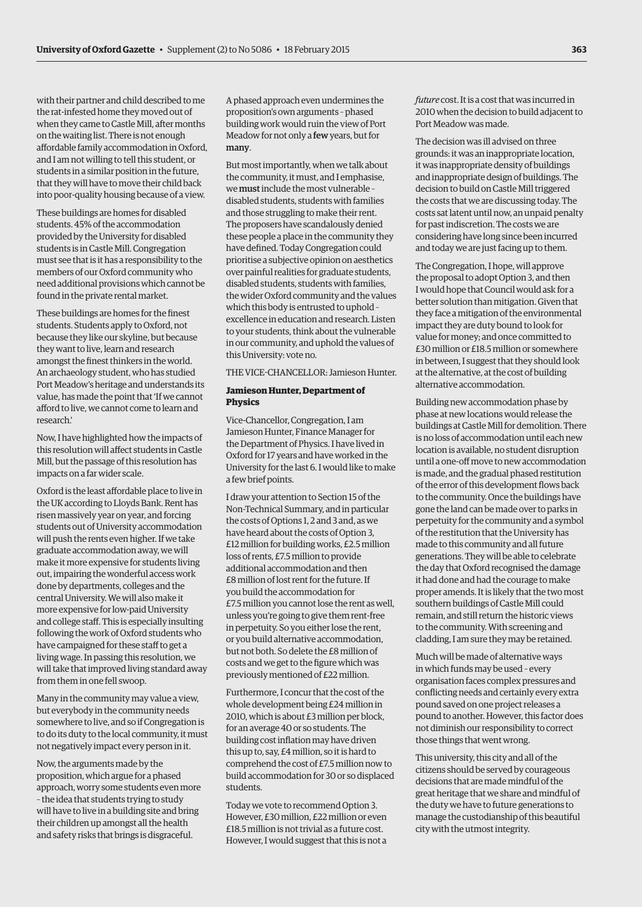with their partner and child described to me the rat-infested home they moved out of when they came to Castle Mill, after months on the waiting list. There is not enough affordable family accommodation in Oxford, and I am not willing to tell this student, or students in a similar position in the future, that they will have to move their child back into poor-quality housing because of a view.

These buildings are homes for disabled students. 45% of the accommodation provided by the University for disabled students is in Castle Mill. Congregation must see that is it has a responsibility to the members of our Oxford community who need additional provisions which cannot be found in the private rental market.

These buildings are homes for the finest students. Students apply to Oxford, not because they like our skyline, but because they want to live, learn and research amongst the finest thinkers in the world. An archaeology student, who has studied Port Meadow's heritage and understands its value, has made the point that 'If we cannot afford to live, we cannot come to learn and research.'

Now, I have highlighted how the impacts of this resolution will affect students in Castle Mill, but the passage of this resolution has impacts on a far wider scale.

Oxford is the least affordable place to live in the UK according to Lloyds Bank. Rent has risen massively year on year, and forcing students out of University accommodation will push the rents even higher. If we take graduate accommodation away, we will make it more expensive for students living out, impairing the wonderful access work done by departments, colleges and the central University. We will also make it more expensive for low-paid University and college staff. This is especially insulting following the work of Oxford students who have campaigned for these staff to get a living wage. In passing this resolution, we will take that improved living standard away from them in one fell swoop.

Many in the community may value a view, but everybody in the community needs somewhere to live, and so if Congregation is to do its duty to the local community, it must not negatively impact every person in it.

Now, the arguments made by the proposition, which argue for a phased approach, worry some students even more – the idea that students trying to study will have to live in a building site and bring their children up amongst all the health and safety risks that brings is disgraceful.

A phased approach even undermines the proposition's own arguments – phased building work would ruin the view of Port Meadow for not only a **few** years, but for **many**.

But most importantly, when we talk about the community, it must, and I emphasise, we **must** include the most vulnerable – disabled students, students with families and those struggling to make their rent. The proposers have scandalously denied these people a place in the community they have defined. Today Congregation could prioritise a subjective opinion on aesthetics over painful realities for graduate students, disabled students, students with families, the wider Oxford community and the values which this body is entrusted to uphold – excellence in education and research. Listen to your students, think about the vulnerable in our community, and uphold the values of this University: vote no.

THE VICE-CHANCELLOR: Jamieson Hunter.

**Jamieson Hunter, Department of Physics**

Vice-Chancellor, Congregation, I am Jamieson Hunter, Finance Manager for the Department of Physics. I have lived in Oxford for 17 years and have worked in the University for the last 6. I would like to make a few brief points.

I draw your attention to Section 15 of the Non-Technical Summary, and in particular the costs of Options 1, 2 and 3 and, as we have heard about the costs of Option 3, £12 million for building works, £2.5 million loss of rents, £7.5 million to provide additional accommodation and then £8 million of lost rent for the future. If you build the accommodation for £7.5 million you cannot lose the rent as well, unless you're going to give them rent-free in perpetuity. So you either lose the rent, or you build alternative accommodation, but not both. So delete the £8 million of costs and we get to the figure which was previously mentioned of £22 million.

Furthermore, I concur that the cost of the whole development being £24 million in 2010, which is about £3 million per block, for an average 40 or so students. The building cost inflation may have driven this up to, say, £4 million, so it is hard to comprehend the cost of £7.5 million now to build accommodation for 30 or so displaced students.

Today we vote to recommend Option 3. However, £30 million, £22 million or even £18.5 million is not trivial as a future cost. However, I would suggest that this is not a *future* cost. It is a cost that was incurred in 2010 when the decision to build adjacent to Port Meadow was made.

The decision was ill advised on three grounds: it was an inappropriate location, it was inappropriate density of buildings and inappropriate design of buildings. The decision to build on Castle Mill triggered the costs that we are discussing today. The costs sat latent until now, an unpaid penalty for past indiscretion. The costs we are considering have long since been incurred and today we are just facing up to them.

The Congregation, I hope, will approve the proposal to adopt Option 3, and then I would hope that Council would ask for a better solution than mitigation. Given that they face a mitigation of the environmental impact they are duty bound to look for value for money; and once committed to £30 million or £18.5 million or somewhere in between, I suggest that they should look at the alternative, at the cost of building alternative accommodation.

Building new accommodation phase by phase at new locations would release the buildings at Castle Mill for demolition. There is no loss of accommodation until each new location is available, no student disruption until a one-off move to new accommodation is made, and the gradual phased restitution of the error of this development flows back to the community. Once the buildings have gone the land can be made over to parks in perpetuity for the community and a symbol of the restitution that the University has made to this community and all future generations. They will be able to celebrate the day that Oxford recognised the damage it had done and had the courage to make proper amends. It is likely that the two most southern buildings of Castle Mill could remain, and still return the historic views to the community. With screening and cladding, I am sure they may be retained.

Much will be made of alternative ways in which funds may be used – every organisation faces complex pressures and conflicting needs and certainly every extra pound saved on one project releases a pound to another. However, this factor does not diminish our responsibility to correct those things that went wrong.

This university, this city and all of the citizens should be served by courageous decisions that are made mindful of the great heritage that we share and mindful of the duty we have to future generations to manage the custodianship of this beautiful city with the utmost integrity.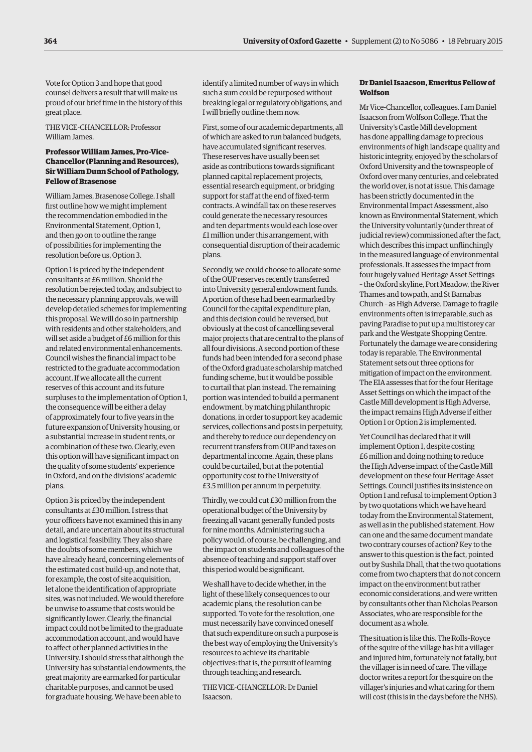Vote for Option 3 and hope that good counsel delivers a result that will make us proud of our brief time in the history of this great place.

THE VICE-CHANCELLOR: Professor William James.

**Professor William James, Pro-Vice-Chancellor (Planning and Resources), Sir William Dunn School of Pathology, Fellow of Brasenose**

William James, Brasenose College. I shall first outline how we might implement the recommendation embodied in the Environmental Statement, Option 1, and then go on to outline the range of possibilities for implementing the resolution before us, Option 3.

Option 1 is priced by the independent consultants at £6 million. Should the resolution be rejected today, and subject to the necessary planning approvals, we will develop detailed schemes for implementing this proposal. We will do so in partnership with residents and other stakeholders, and will set aside a budget of £6 million for this and related environmental enhancements. Council wishes the financial impact to be restricted to the graduate accommodation account. If we allocate all the current reserves of this account and its future surpluses to the implementation of Option 1, the consequence will be either a delay of approximately four to five years in the future expansion of University housing, or a substantial increase in student rents, or a combination of these two. Clearly, even this option will have significant impact on the quality of some students' experience in Oxford, and on the divisions' academic plans.

Option 3 is priced by the independent consultants at £30 million. I stress that your officers have not examined this in any detail, and are uncertain about its structural and logistical feasibility. They also share the doubts of some members, which we have already heard, concerning elements of the estimated cost build-up, and note that, for example, the cost of site acquisition, let alone the identification of appropriate sites, was not included. We would therefore be unwise to assume that costs would be significantly lower. Clearly, the financial impact could not be limited to the graduate accommodation account, and would have to affect other planned activities in the University. I should stress that although the University has substantial endowments, the great majority are earmarked for particular charitable purposes, and cannot be used for graduate housing. We have been able to identify a limited number of ways in which such a sum could be repurposed without breaking legal or regulatory obligations, and I will briefly outline them now.

First, some of our academic departments, all of which are asked to run balanced budgets, have accumulated significant reserves. These reserves have usually been set aside as contributions towards significant planned capital replacement projects, essential research equipment, or bridging support for staff at the end of fixed-term contracts. A windfall tax on these reserves could generate the necessary resources and ten departments would each lose over £1 million under this arrangement, with consequential disruption of their academic plans.

Secondly, we could choose to allocate some of the OUP reserves recently transferred into University general endowment funds. A portion of these had been earmarked by Council for the capital expenditure plan, and this decision could be reversed, but obviously at the cost of cancelling several major projects that are central to the plans of all four divisions. A second portion of these funds had been intended for a second phase of the Oxford graduate scholarship matched funding scheme, but it would be possible to curtail that plan instead. The remaining portion was intended to build a permanent endowment, by matching philanthropic donations, in order to support key academic services, collections and posts in perpetuity, and thereby to reduce our dependency on recurrent transfers from OUP and taxes on departmental income. Again, these plans could be curtailed, but at the potential opportunity cost to the University of £3.5 million per annum in perpetuity.

Thirdly, we could cut £30 million from the operational budget of the University by freezing all vacant generally funded posts for nine months. Administering such a policy would, of course, be challenging, and the impact on students and colleagues of the absence of teaching and support staff over this period would be significant.

We shall have to decide whether, in the light of these likely consequences to our academic plans, the resolution can be supported. To vote for the resolution, one must necessarily have convinced oneself that such expenditure on such a purpose is the best way of employing the University's resources to achieve its charitable objectives: that is, the pursuit of learning through teaching and research.

THE VICE-CHANCELLOR: Dr Daniel Isaacson.

**Dr Daniel Isaacson, Emeritus Fellow of Wolfson**

Mr Vice-Chancellor, colleagues. I am Daniel Isaacson from Wolfson College. That the University's Castle Mill development has done appalling damage to precious environments of high landscape quality and historic integrity, enjoyed by the scholars of Oxford University and the townspeople of Oxford over many centuries, and celebrated the world over, is not at issue. This damage has been strictly documented in the Environmental Impact Assessment, also known as Environmental Statement, which the University voluntarily (under threat of judicial review) commissioned after the fact, which describes this impact unflinchingly in the measured language of environmental professionals. It assesses the impact from four hugely valued Heritage Asset Settings – the Oxford skyline, Port Meadow, the River Thames and towpath, and St Barnabas Church – as High Adverse. Damage to fragile environments often is irreparable, such as paving Paradise to put up a multistorey car park and the Westgate Shopping Centre. Fortunately the damage we are considering today is reparable. The Environmental Statement sets out three options for mitigation of impact on the environment. The EIA assesses that for the four Heritage Asset Settings on which the impact of the Castle Mill development is High Adverse, the impact remains High Adverse if either Option 1 or Option 2 is implemented.

Yet Council has declared that it will implement Option 1, despite costing £6 million and doing nothing to reduce the High Adverse impact of the Castle Mill development on these four Heritage Asset Settings. Council justifies its insistence on Option 1 and refusal to implement Option 3 by two quotations which we have heard today from the Environmental Statement, as well as in the published statement. How can one and the same document mandate two contrary courses of action? Key to the answer to this question is the fact, pointed out by Sushila Dhall, that the two quotations come from two chapters that do not concern impact on the environment but rather economic considerations, and were written by consultants other than Nicholas Pearson Associates, who are responsible for the document as a whole.

The situation is like this. The Rolls-Royce of the squire of the village has hit a villager and injured him, fortunately not fatally, but the villager is in need of care. The village doctor writes a report for the squire on the villager's injuries and what caring for them will cost (this is in the days before the NHS).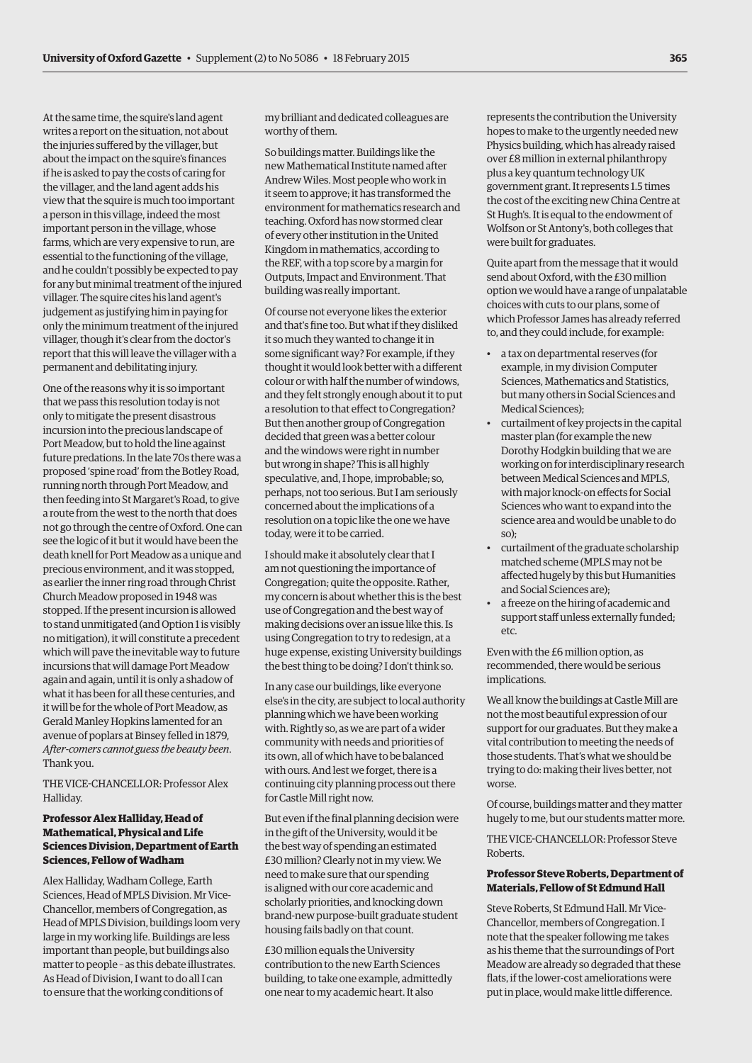At the same time, the squire's land agent writes a report on the situation, not about the injuries suffered by the villager, but about the impact on the squire's finances if he is asked to pay the costs of caring for the villager, and the land agent adds his view that the squire is much too important a person in this village, indeed the most important person in the village, whose farms, which are very expensive to run, are essential to the functioning of the village, and he couldn't possibly be expected to pay for any but minimal treatment of the injured villager. The squire cites his land agent's judgement as justifying him in paying for only the minimum treatment of the injured villager, though it's clear from the doctor's report that this will leave the villager with a permanent and debilitating injury.

One of the reasons why it is so important that we pass this resolution today is not only to mitigate the present disastrous incursion into the precious landscape of Port Meadow, but to hold the line against future predations. In the late 70s there was a proposed 'spine road' from the Botley Road, running north through Port Meadow, and then feeding into St Margaret's Road, to give a route from the west to the north that does not go through the centre of Oxford. One can see the logic of it but it would have been the death knell for Port Meadow as a unique and precious environment, and it was stopped, as earlier the inner ring road through Christ Church Meadow proposed in 1948 was stopped. If the present incursion is allowed to stand unmitigated (and Option 1 is visibly no mitigation), it will constitute a precedent which will pave the inevitable way to future incursions that will damage Port Meadow again and again, until it is only a shadow of what it has been for all these centuries, and it will be for the whole of Port Meadow, as Gerald Manley Hopkins lamented for an avenue of poplars at Binsey felled in 1879, *After-comers cannot guess the beauty been*. Thank you.

THE VICE-CHANCELLOR: Professor Alex Halliday.

**Professor Alex Halliday, Head of Mathematical, Physical and Life Sciences Division, Department of Earth Sciences, Fellow of Wadham**

Alex Halliday, Wadham College, Earth Sciences, Head of MPLS Division. Mr Vice-Chancellor, members of Congregation, as Head of MPLS Division, buildings loom very large in my working life. Buildings are less important than people, but buildings also matter to people – as this debate illustrates. As Head of Division, I want to do all I can to ensure that the working conditions of my brilliant and dedicated colleagues are worthy of them.

So buildings matter. Buildings like the new Mathematical Institute named after Andrew Wiles. Most people who work in it seem to approve; it has transformed the environment for mathematics research and teaching. Oxford has now stormed clear of every other institution in the United Kingdom in mathematics, according to the REF, with a top score by a margin for Outputs, Impact and Environment. That building was really important.

Of course not everyone likes the exterior and that's fine too. But what if they disliked it so much they wanted to change it in some significant way? For example, if they thought it would look better with a different colour or with half the number of windows, and they felt strongly enough about it to put a resolution to that effect to Congregation? But then another group of Congregation decided that green was a better colour and the windows were right in number but wrong in shape? This is all highly speculative, and, I hope, improbable; so, perhaps, not too serious. But I am seriously concerned about the implications of a resolution on a topic like the one we have today, were it to be carried.

I should make it absolutely clear that I am not questioning the importance of Congregation; quite the opposite. Rather, my concern is about whether this is the best use of Congregation and the best way of making decisions over an issue like this. Is using Congregation to try to redesign, at a huge expense, existing University buildings the best thing to be doing? I don't think so.

In any case our buildings, like everyone else's in the city, are subject to local authority planning which we have been working with. Rightly so, as we are part of a wider community with needs and priorities of its own, all of which have to be balanced with ours. And lest we forget, there is a continuing city planning process out there for Castle Mill right now.

But even if the final planning decision were in the gift of the University, would it be the best way of spending an estimated £30 million? Clearly not in my view. We need to make sure that our spending is aligned with our core academic and scholarly priorities, and knocking down brand-new purpose-built graduate student housing fails badly on that count.

£30 million equals the University contribution to the new Earth Sciences building, to take one example, admittedly one near to my academic heart. It also represents the contribution the University hopes to make to the urgently needed new Physics building, which has already raised over £8 million in external philanthropy plus a key quantum technology UK government grant. It represents 1.5 times the cost of the exciting new China Centre at St Hugh's. It is equal to the endowment of Wolfson or St Antony's, both colleges that were built for graduates.

Quite apart from the message that it would send about Oxford, with the £30 million option we would have a range of unpalatable choices with cuts to our plans, some of which Professor James has already referred to, and they could include, for example:

- a tax on departmental reserves (for example, in my division Computer Sciences, Mathematics and Statistics, but many others in Social Sciences and Medical Sciences);
- curtailment of key projects in the capital master plan (for example the new Dorothy Hodgkin building that we are working on for interdisciplinary research between Medical Sciences and MPLS, with major knock-on effects for Social Sciences who want to expand into the science area and would be unable to do so);
- curtailment of the graduate scholarship matched scheme (MPLS may not be affected hugely by this but Humanities and Social Sciences are);
- a freeze on the hiring of academic and support staff unless externally funded; etc.

Even with the £6 million option, as recommended, there would be serious implications.

We all know the buildings at Castle Mill are not the most beautiful expression of our support for our graduates. But they make a vital contribution to meeting the needs of those students. That's what we should be trying to do: making their lives better, not worse.

Of course, buildings matter and they matter hugely to me, but our students matter more.

THE VICE-CHANCELLOR: Professor Steve Roberts.

**Professor Steve Roberts, Department of Materials, Fellow of St Edmund Hall**

Steve Roberts, St Edmund Hall. Mr Vice-Chancellor, members of Congregation. I note that the speaker following me takes as his theme that the surroundings of Port Meadow are already so degraded that these flats, if the lower-cost ameliorations were put in place, would make little difference.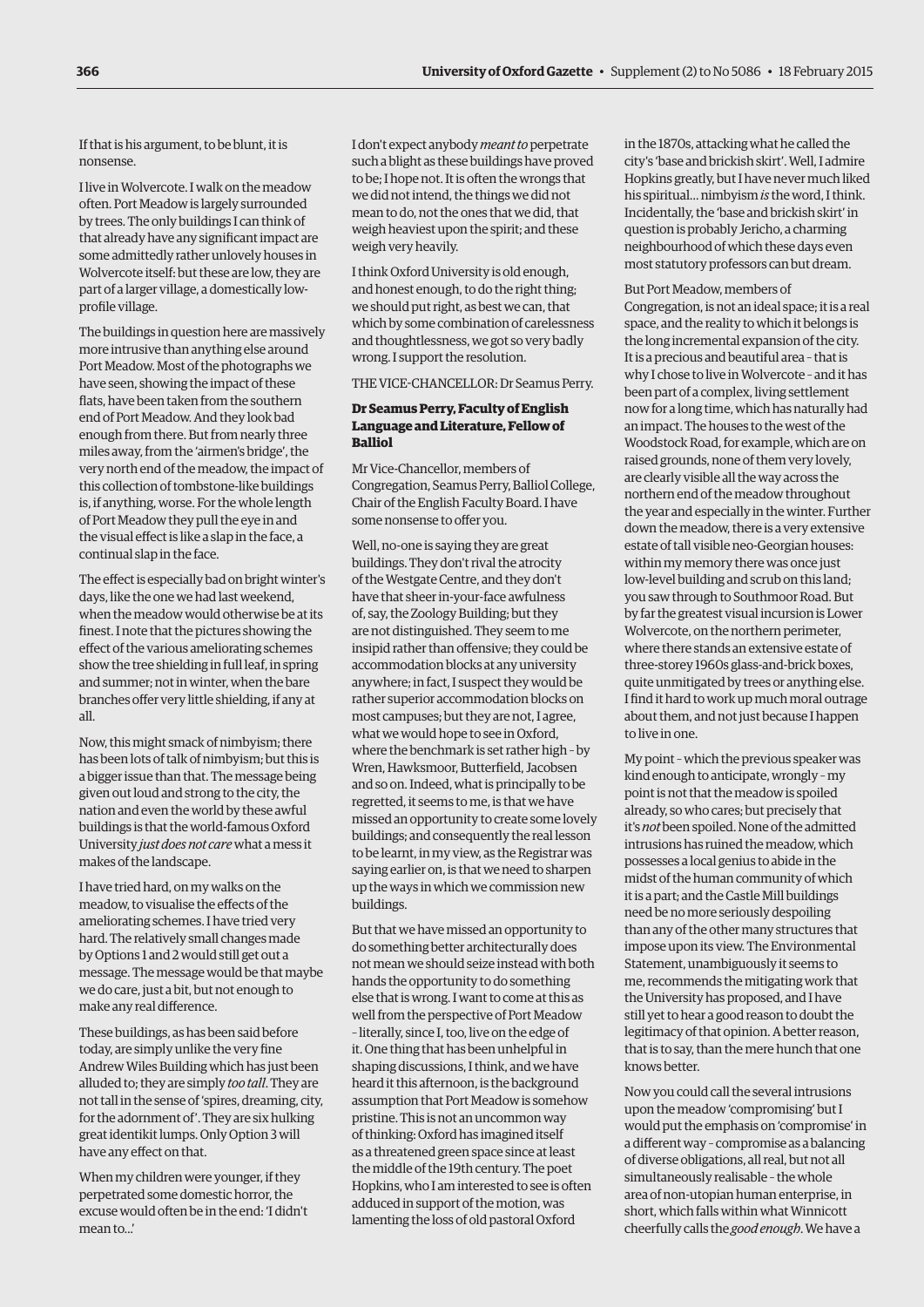If that is his argument, to be blunt, it is nonsense.

I live in Wolvercote. I walk on the meadow often. Port Meadow is largely surrounded by trees. The only buildings I can think of that already have any significant impact are some admittedly rather unlovely houses in Wolvercote itself: but these are low, they are part of a larger village, a domestically low-profile village.

The buildings in question here are massively more intrusive than anything else around Port Meadow. Most of the photographs we have seen, showing the impact of these flats, have been taken from the southern end of Port Meadow. And they look bad enough from there. But from nearly three miles away, from the 'airmen's bridge', the very north end of the meadow, the impact of this collection of tombstone-like buildings is, if anything, worse. For the whole length of Port Meadow they pull the eye in and the visual effect is like a slap in the face, a continual slap in the face.

The effect is especially bad on bright winter's days, like the one we had last weekend, when the meadow would otherwise be at its finest. I note that the pictures showing the effect of the various ameliorating schemes show the tree shielding in full leaf, in spring and summer; not in winter, when the bare branches offer very little shielding, if any at all.

Now, this might smack of nimbyism; there has been lots of talk of nimbyism; but this is a bigger issue than that. The message being given out loud and strong to the city, the nation and even the world by these awful buildings is that the world-famous Oxford University *just does not care* what a mess it makes of the landscape.

I have tried hard, on my walks on the meadow, to visualise the effects of the ameliorating schemes. I have tried very hard. The relatively small changes made by Options 1 and 2 would still get out a message. The message would be that maybe we do care, just a bit, but not enough to make any real difference.

These buildings, as has been said before today, are simply unlike the very fine Andrew Wiles Building which has just been alluded to; they are simply *too tall*. They are not tall in the sense of 'spires, dreaming, city, for the adornment of'. They are six hulking great identikit lumps. Only Option 3 will have any effect on that.

When my children were younger, if they perpetrated some domestic horror, the excuse would often be in the end: 'I didn't mean to...'

I don't expect anybody *meant to* perpetrate such a blight as these buildings have proved to be; I hope not. It is often the wrongs that we did not intend, the things we did not mean to do, not the ones that we did, that weigh heaviest upon the spirit; and these weigh very heavily.

I think Oxford University is old enough, and honest enough, to do the right thing; we should put right, as best we can, that which by some combination of carelessness and thoughtlessness, we got so very badly wrong. I support the resolution.

THE VICE-CHANCELLOR: Dr Seamus Perry.

**Dr Seamus Perry, Faculty of English Language and Literature, Fellow of Balliol**

Mr Vice-Chancellor, members of Congregation, Seamus Perry, Balliol College, Chair of the English Faculty Board. I have some nonsense to offer you.

Well, no-one is saying they are great buildings. They don't rival the atrocity of the Westgate Centre, and they don't have that sheer in-your-face awfulness of, say, the Zoology Building; but they are not distinguished. They seem to me insipid rather than offensive; they could be accommodation blocks at any university anywhere; in fact, I suspect they would be rather superior accommodation blocks on most campuses; but they are not, I agree, what we would hope to see in Oxford, where the benchmark is set rather high – by Wren, Hawksmoor, Butterfield, Jacobsen and so on. Indeed, what is principally to be regretted, it seems to me, is that we have missed an opportunity to create some lovely buildings; and consequently the real lesson to be learnt, in my view, as the Registrar was saying earlier on, is that we need to sharpen up the ways in which we commission new buildings.

But that we have missed an opportunity to do something better architecturally does not mean we should seize instead with both hands the opportunity to do something else that is wrong. I want to come at this as well from the perspective of Port Meadow – literally, since I, too, live on the edge of it. One thing that has been unhelpful in shaping discussions, I think, and we have heard it this afternoon, is the background assumption that Port Meadow is somehow pristine. This is not an uncommon way of thinking: Oxford has imagined itself as a threatened green space since at least the middle of the 19th century. The poet Hopkins, who I am interested to see is often adduced in support of the motion, was lamenting the loss of old pastoral Oxford in the 1870s, attacking what he called the city's 'base and brickish skirt'. Well, I admire Hopkins greatly, but I have never much liked his spiritual... nimbyism *is* the word, I think. Incidentally, the 'base and brickish skirt' in question is probably Jericho, a charming neighbourhood of which these days even most statutory professors can but dream.

But Port Meadow, members of Congregation, is not an ideal space; it is a real space, and the reality to which it belongs is the long incremental expansion of the city. It is a precious and beautiful area – that is why I chose to live in Wolvercote – and it has been part of a complex, living settlement now for a long time, which has naturally had an impact. The houses to the west of the Woodstock Road, for example, which are on raised grounds, none of them very lovely, are clearly visible all the way across the northern end of the meadow throughout the year and especially in the winter. Further down the meadow, there is a very extensive estate of tall visible neo-Georgian houses: within my memory there was once just low-level building and scrub on this land; you saw through to Southmoor Road. But by far the greatest visual incursion is Lower Wolvercote, on the northern perimeter, where there stands an extensive estate of three-storey 1960s glass-and-brick boxes, quite unmitigated by trees or anything else. I find it hard to work up much moral outrage about them, and not just because I happen to live in one.

My point – which the previous speaker was kind enough to anticipate, wrongly – my point is not that the meadow is spoiled already, so who cares; but precisely that it's *not* been spoiled. None of the admitted intrusions has ruined the meadow, which possesses a local genius to abide in the midst of the human community of which it is a part; and the Castle Mill buildings need be no more seriously despoiling than any of the other many structures that impose upon its view. The Environmental Statement, unambiguously it seems to me, recommends the mitigating work that the University has proposed, and I have still yet to hear a good reason to doubt the legitimacy of that opinion. A better reason, that is to say, than the mere hunch that one knows better.

Now you could call the several intrusions upon the meadow 'compromising' but I would put the emphasis on 'compromise' in a different way – compromise as a balancing of diverse obligations, all real, but not all simultaneously realisable – the whole area of non-utopian human enterprise, in short, which falls within what Winnicott cheerfully calls the *good enough*. We have a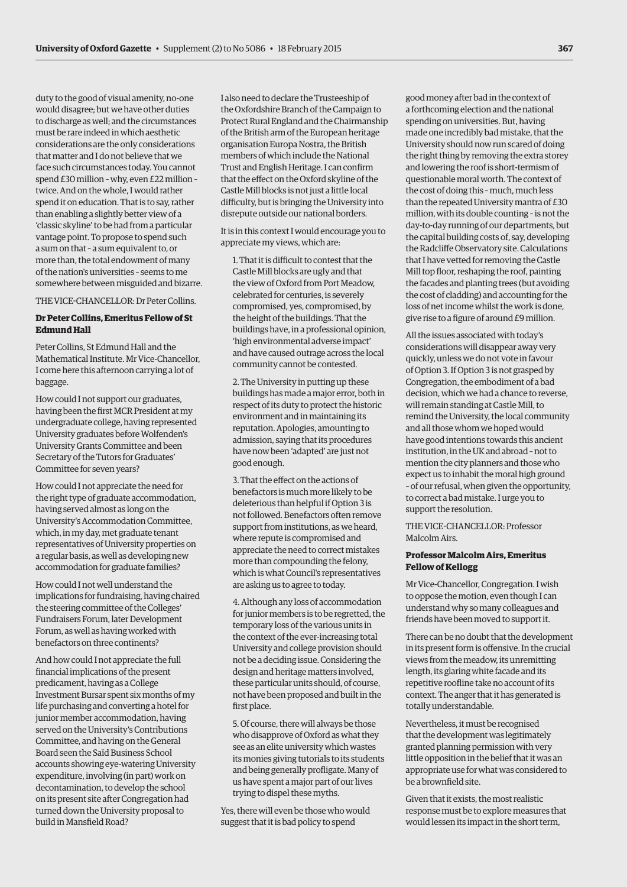duty to the good of visual amenity, no-one would disagree; but we have other duties to discharge as well; and the circumstances must be rare indeed in which aesthetic considerations are the only considerations that matter and I do not believe that we face such circumstances today. You cannot spend £30 million – why, even £22 million – twice. And on the whole, I would rather spend it on education. That is to say, rather than enabling a slightly better view of a 'classic skyline' to be had from a particular vantage point. To propose to spend such a sum on that – a sum equivalent to, or more than, the total endowment of many of the nation's universities – seems to me somewhere between misguided and bizarre.

THE VICE-CHANCELLOR: Dr Peter Collins.

**Dr Peter Collins, Emeritus Fellow of St Edmund Hall**

Peter Collins, St Edmund Hall and the Mathematical Institute. Mr Vice-Chancellor, I come here this afternoon carrying a lot of baggage.

How could I not support our graduates, having been the first MCR President at my undergraduate college, having represented University graduates before Wolfenden's University Grants Committee and been Secretary of the Tutors for Graduates' Committee for seven years?

How could I not appreciate the need for the right type of graduate accommodation, having served almost as long on the University's Accommodation Committee, which, in my day, met graduate tenant representatives of University properties on a regular basis, as well as developing new accommodation for graduate families?

How could I not well understand the implications for fundraising, having chaired the steering committee of the Colleges' Fundraisers Forum, later Development Forum, as well as having worked with benefactors on three continents?

And how could I not appreciate the full financial implications of the present predicament, having as a College Investment Bursar spent six months of my life purchasing and converting a hotel for junior member accommodation, having served on the University's Contributions Committee, and having on the General Board seen the Saïd Business School accounts showing eye-watering University expenditure, involving (in part) work on decontamination, to develop the school on its present site after Congregation had turned down the University proposal to build in Mansfield Road?

I also need to declare the Trusteeship of the Oxfordshire Branch of the Campaign to Protect Rural England and the Chairmanship of the British arm of the European heritage organisation Europa Nostra, the British members of which include the National Trust and English Heritage. I can confirm that the effect on the Oxford skyline of the Castle Mill blocks is not just a little local difficulty, but is bringing the University into disrepute outside our national borders.

It is in this context I would encourage you to appreciate my views, which are:

1. That it is difficult to contest that the Castle Mill blocks are ugly and that the view of Oxford from Port Meadow, celebrated for centuries, is severely compromised, yes, compromised, by the height of the buildings. That the buildings have, in a professional opinion, 'high environmental adverse impact' and have caused outrage across the local community cannot be contested.

2. The University in putting up these buildings has made a major error, both in respect of its duty to protect the historic environment and in maintaining its reputation. Apologies, amounting to admission, saying that its procedures have now been 'adapted' are just not good enough.

3. That the effect on the actions of benefactors is much more likely to be deleterious than helpful if Option 3 is not followed. Benefactors often remove support from institutions, as we heard, where repute is compromised and appreciate the need to correct mistakes more than compounding the felony, which is what Council's representatives are asking us to agree to today.

4. Although any loss of accommodation for junior members is to be regretted, the temporary loss of the various units in the context of the ever-increasing total University and college provision should not be a deciding issue. Considering the design and heritage matters involved, these particular units should, of course, not have been proposed and built in the first place.

5. Of course, there will always be those who disapprove of Oxford as what they see as an elite university which wastes its monies giving tutorials to its students and being generally profligate. Many of us have spent a major part of our lives trying to dispel these myths.

Yes, there will even be those who would suggest that it is bad policy to spend good money after bad in the context of a forthcoming election and the national spending on universities. But, having made one incredibly bad mistake, that the University should now run scared of doing the right thing by removing the extra storey and lowering the roof is short-termism of questionable moral worth. The context of the cost of doing this – much, much less than the repeated University mantra of £30 million, with its double counting – is not the day-to-day running of our departments, but the capital building costs of, say, developing the Radcliffe Observatory site. Calculations that I have vetted for removing the Castle Mill top floor, reshaping the roof, painting the facades and planting trees (but avoiding the cost of cladding) and accounting for the loss of net income whilst the work is done, give rise to a figure of around £9 million.

All the issues associated with today's considerations will disappear away very quickly, unless we do not vote in favour of Option 3. If Option 3 is not grasped by Congregation, the embodiment of a bad decision, which we had a chance to reverse, will remain standing at Castle Mill, to remind the University, the local community and all those whom we hoped would have good intentions towards this ancient institution, in the UK and abroad – not to mention the city planners and those who expect us to inhabit the moral high ground – of our refusal, when given the opportunity, to correct a bad mistake. I urge you to support the resolution.

THE VICE-CHANCELLOR: Professor Malcolm Airs.

**Professor Malcolm Airs, Emeritus Fellow of Kellogg**

Mr Vice-Chancellor, Congregation. I wish to oppose the motion, even though I can understand why so many colleagues and friends have been moved to support it.

There can be no doubt that the development in its present form is offensive. In the crucial views from the meadow, its unremitting length, its glaring white facade and its repetitive roofline take no account of its context. The anger that it has generated is totally understandable.

Nevertheless, it must be recognised that the development was legitimately granted planning permission with very little opposition in the belief that it was an appropriate use for what was considered to be a brownfield site.

Given that it exists, the most realistic response must be to explore measures that would lessen its impact in the short term,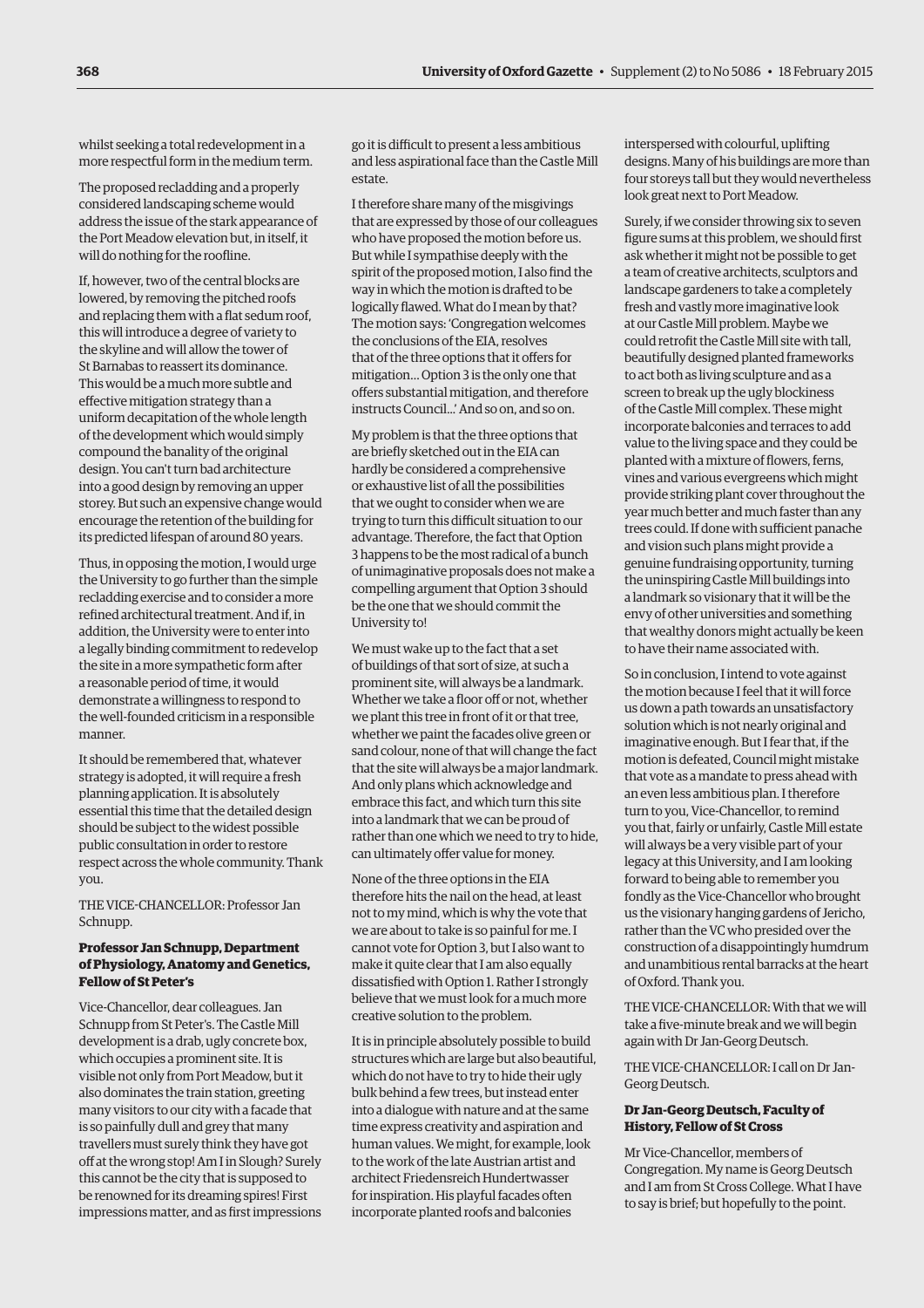whilst seeking a total redevelopment in a more respectful form in the medium term.

The proposed recladding and a properly considered landscaping scheme would address the issue of the stark appearance of the Port Meadow elevation but, in itself, it will do nothing for the roofline.

If, however, two of the central blocks are lowered, by removing the pitched roofs and replacing them with a flat sedum roof, this will introduce a degree of variety to the skyline and will allow the tower of St Barnabas to reassert its dominance. This would be a much more subtle and effective mitigation strategy than a uniform decapitation of the whole length of the development which would simply compound the banality of the original design. You can't turn bad architecture into a good design by removing an upper storey. But such an expensive change would encourage the retention of the building for its predicted lifespan of around 80 years.

Thus, in opposing the motion, I would urge the University to go further than the simple recladding exercise and to consider a more refined architectural treatment. And if, in addition, the University were to enter into a legally binding commitment to redevelop the site in a more sympathetic form after a reasonable period of time, it would demonstrate a willingness to respond to the well-founded criticism in a responsible manner.

It should be remembered that, whatever strategy is adopted, it will require a fresh planning application. It is absolutely essential this time that the detailed design should be subject to the widest possible public consultation in order to restore respect across the whole community. Thank you.

THE VICE-CHANCELLOR: Professor Jan Schnupp.

**Professor Jan Schnupp, Department of Physiology, Anatomy and Genetics, Fellow of St Peter's**

Vice-Chancellor, dear colleagues. Jan Schnupp from St Peter's. The Castle Mill development is a drab, ugly concrete box, which occupies a prominent site. It is visible not only from Port Meadow, but it also dominates the train station, greeting many visitors to our city with a facade that is so painfully dull and grey that many travellers must surely think they have got off at the wrong stop! Am I in Slough? Surely this cannot be the city that is supposed to be renowned for its dreaming spires! First impressions matter, and as first impressions go it is difficult to present a less ambitious and less aspirational face than the Castle Mill estate.

I therefore share many of the misgivings that are expressed by those of our colleagues who have proposed the motion before us. But while I sympathise deeply with the spirit of the proposed motion, I also find the way in which the motion is drafted to be logically flawed. What do I mean by that? The motion says: 'Congregation welcomes the conclusions of the EIA, resolves that of the three options that it offers for mitigation… Option 3 is the only one that offers substantial mitigation, and therefore instructs Council…' And so on, and so on.

My problem is that the three options that are briefly sketched out in the EIA can hardly be considered a comprehensive or exhaustive list of all the possibilities that we ought to consider when we are trying to turn this difficult situation to our advantage. Therefore, the fact that Option 3 happens to be the most radical of a bunch of unimaginative proposals does not make a compelling argument that Option 3 should be the one that we should commit the University to!

We must wake up to the fact that a set of buildings of that sort of size, at such a prominent site, will always be a landmark. Whether we take a floor off or not, whether we plant this tree in front of it or that tree, whether we paint the facades olive green or sand colour, none of that will change the fact that the site will always be a major landmark. And only plans which acknowledge and embrace this fact, and which turn this site into a landmark that we can be proud of rather than one which we need to try to hide, can ultimately offer value for money.

None of the three options in the EIA therefore hits the nail on the head, at least not to my mind, which is why the vote that we are about to take is so painful for me. I cannot vote for Option 3, but I also want to make it quite clear that I am also equally dissatisfied with Option 1. Rather I strongly believe that we must look for a much more creative solution to the problem.

It is in principle absolutely possible to build structures which are large but also beautiful, which do not have to try to hide their ugly bulk behind a few trees, but instead enter into a dialogue with nature and at the same time express creativity and aspiration and human values. We might, for example, look to the work of the late Austrian artist and architect Friedensreich Hundertwasser for inspiration. His playful facades often incorporate planted roofs and balconies interspersed with colourful, uplifting designs. Many of his buildings are more than four storeys tall but they would nevertheless look great next to Port Meadow.

Surely, if we consider throwing six to seven figure sums at this problem, we should first ask whether it might not be possible to get a team of creative architects, sculptors and landscape gardeners to take a completely fresh and vastly more imaginative look at our Castle Mill problem. Maybe we could retrofit the Castle Mill site with tall, beautifully designed planted frameworks to act both as living sculpture and as a screen to break up the ugly blockiness of the Castle Mill complex. These might incorporate balconies and terraces to add value to the living space and they could be planted with a mixture of flowers, ferns, vines and various evergreens which might provide striking plant cover throughout the year much better and much faster than any trees could. If done with sufficient panache and vision such plans might provide a genuine fundraising opportunity, turning the uninspiring Castle Mill buildings into a landmark so visionary that it will be the envy of other universities and something that wealthy donors might actually be keen to have their name associated with.

So in conclusion, I intend to vote against the motion because I feel that it will force us down a path towards an unsatisfactory solution which is not nearly original and imaginative enough. But I fear that, if the motion is defeated, Council might mistake that vote as a mandate to press ahead with an even less ambitious plan. I therefore turn to you, Vice-Chancellor, to remind you that, fairly or unfairly, Castle Mill estate will always be a very visible part of your legacy at this University, and I am looking forward to being able to remember you fondly as the Vice-Chancellor who brought us the visionary hanging gardens of Jericho, rather than the VC who presided over the construction of a disappointingly humdrum and unambitious rental barracks at the heart of Oxford. Thank you.

THE VICE-CHANCELLOR: With that we will take a five-minute break and we will begin again with Dr Jan-Georg Deutsch.

THE VICE-CHANCELLOR: I call on Dr Jan-Georg Deutsch.

**Dr Jan-Georg Deutsch, Faculty of History, Fellow of St Cross**

Mr Vice-Chancellor, members of Congregation. My name is Georg Deutsch and I am from St Cross College. What I have to say is brief; but hopefully to the point.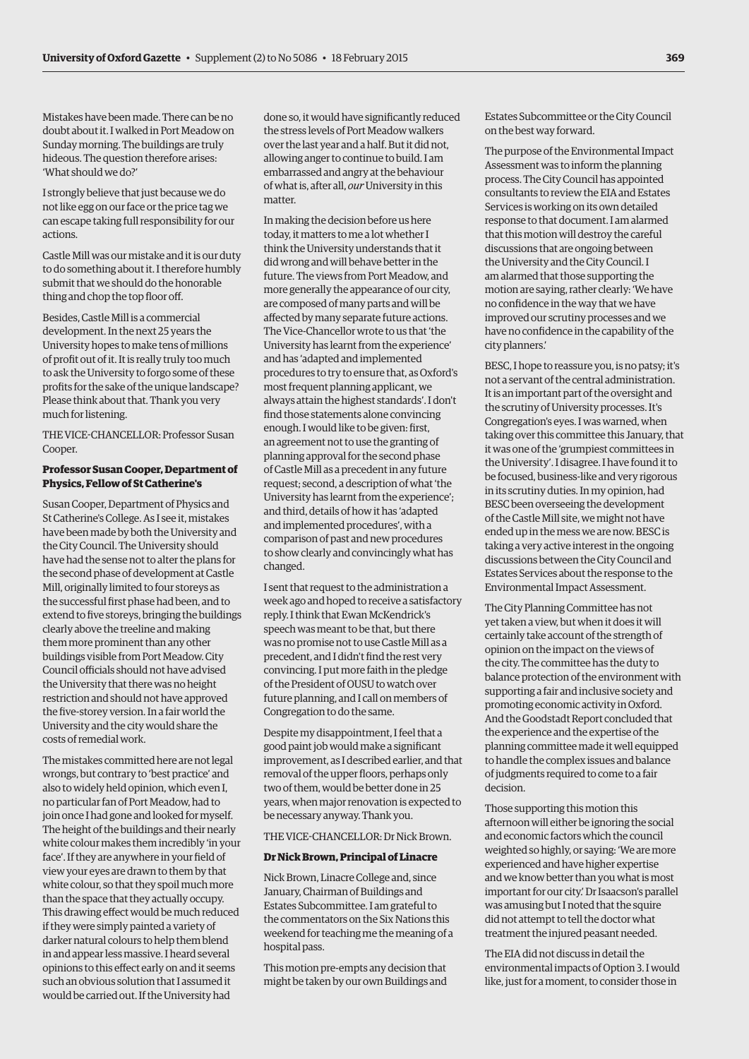Mistakes have been made. There can be no doubt about it. I walked in Port Meadow on Sunday morning. The buildings are truly hideous. The question therefore arises: 'What should we do?'

I strongly believe that just because we do not like egg on our face or the price tag we can escape taking full responsibility for our actions.

Castle Mill was our mistake and it is our duty to do something about it. I therefore humbly submit that we should do the honorable thing and chop the top floor off.

Besides, Castle Mill is a commercial development. In the next 25 years the University hopes to make tens of millions of profit out of it. It is really truly too much to ask the University to forgo some of these profits for the sake of the unique landscape? Please think about that. Thank you very much for listening.

THE VICE-CHANCELLOR: Professor Susan Cooper.

**Professor Susan Cooper, Department of Physics, Fellow of St Catherine's**

Susan Cooper, Department of Physics and St Catherine's College. As I see it, mistakes have been made by both the University and the City Council. The University should have had the sense not to alter the plans for the second phase of development at Castle Mill, originally limited to four storeys as the successful first phase had been, and to extend to five storeys, bringing the buildings clearly above the treeline and making them more prominent than any other buildings visible from Port Meadow. City Council officials should not have advised the University that there was no height restriction and should not have approved the five-storey version. In a fair world the University and the city would share the costs of remedial work.

The mistakes committed here are not legal wrongs, but contrary to 'best practice' and also to widely held opinion, which even I, no particular fan of Port Meadow, had to join once I had gone and looked for myself. The height of the buildings and their nearly white colour makes them incredibly 'in your face'. If they are anywhere in your field of view your eyes are drawn to them by that white colour, so that they spoil much more than the space that they actually occupy. This drawing effect would be much reduced if they were simply painted a variety of darker natural colours to help them blend in and appear less massive. I heard several opinions to this effect early on and it seems such an obvious solution that I assumed it would be carried out. If the University had done so, it would have significantly reduced the stress levels of Port Meadow walkers over the last year and a half. But it did not, allowing anger to continue to build. I am embarrassed and angry at the behaviour of what is, after all, *our* University in this matter.

In making the decision before us here today, it matters to me a lot whether I think the University understands that it did wrong and will behave better in the future. The views from Port Meadow, and more generally the appearance of our city, are composed of many parts and will be affected by many separate future actions. The Vice-Chancellor wrote to us that 'the University has learnt from the experience' and has 'adapted and implemented procedures to try to ensure that, as Oxford's most frequent planning applicant, we always attain the highest standards'. I don't find those statements alone convincing enough. I would like to be given: first, an agreement not to use the granting of planning approval for the second phase of Castle Mill as a precedent in any future request; second, a description of what 'the University has learnt from the experience'; and third, details of how it has 'adapted and implemented procedures', with a comparison of past and new procedures to show clearly and convincingly what has changed.

I sent that request to the administration a week ago and hoped to receive a satisfactory reply. I think that Ewan McKendrick's speech was meant to be that, but there was no promise not to use Castle Mill as a precedent, and I didn't find the rest very convincing. I put more faith in the pledge of the President of OUSU to watch over future planning, and I call on members of Congregation to do the same.

Despite my disappointment, I feel that a good paint job would make a significant improvement, as I described earlier, and that removal of the upper floors, perhaps only two of them, would be better done in 25 years, when major renovation is expected to be necessary anyway. Thank you.

THE VICE-CHANCELLOR: Dr Nick Brown.

**Dr Nick Brown, Principal of Linacre**

Nick Brown, Linacre College and, since January, Chairman of Buildings and Estates Subcommittee. I am grateful to the commentators on the Six Nations this weekend for teaching me the meaning of a hospital pass.

This motion pre-empts any decision that might be taken by our own Buildings and Estates Subcommittee or the City Council on the best way forward.

The purpose of the Environmental Impact Assessment was to inform the planning process. The City Council has appointed consultants to review the EIA and Estates Services is working on its own detailed response to that document. I am alarmed that this motion will destroy the careful discussions that are ongoing between the University and the City Council. I am alarmed that those supporting the motion are saying, rather clearly: 'We have no confidence in the way that we have improved our scrutiny processes and we have no confidence in the capability of the city planners.'

BESC, I hope to reassure you, is no patsy; it's not a servant of the central administration. It is an important part of the oversight and the scrutiny of University processes. It's Congregation's eyes. I was warned, when taking over this committee this January, that it was one of the 'grumpiest committees in the University'. I disagree. I have found it to be focused, business-like and very rigorous in its scrutiny duties. In my opinion, had BESC been overseeing the development of the Castle Mill site, we might not have ended up in the mess we are now. BESC is taking a very active interest in the ongoing discussions between the City Council and Estates Services about the response to the Environmental Impact Assessment.

The City Planning Committee has not yet taken a view, but when it does it will certainly take account of the strength of opinion on the impact on the views of the city. The committee has the duty to balance protection of the environment with supporting a fair and inclusive society and promoting economic activity in Oxford. And the Goodstadt Report concluded that the experience and the expertise of the planning committee made it well equipped to handle the complex issues and balance of judgments required to come to a fair decision.

Those supporting this motion this afternoon will either be ignoring the social and economic factors which the council weighted so highly, or saying: 'We are more experienced and have higher expertise and we know better than you what is most important for our city.' Dr Isaacson's parallel was amusing but I noted that the squire did not attempt to tell the doctor what treatment the injured peasant needed.

The EIA did not discuss in detail the environmental impacts of Option 3. I would like, just for a moment, to consider those in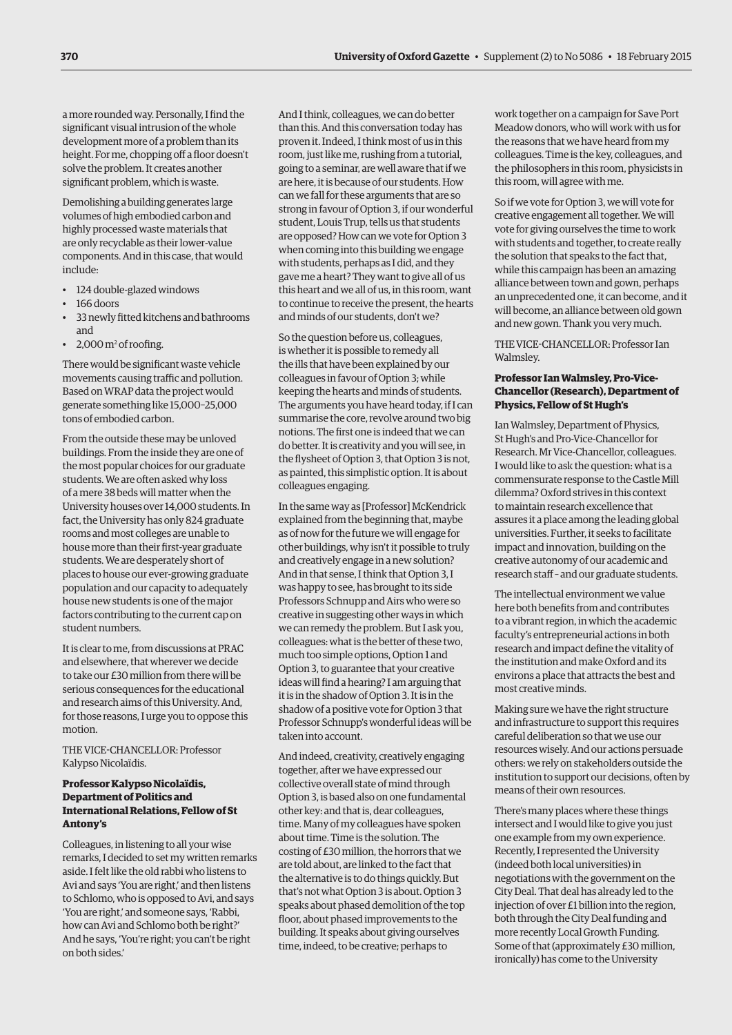a more rounded way. Personally, I find the significant visual intrusion of the whole development more of a problem than its height. For me, chopping off a floor doesn't solve the problem. It creates another significant problem, which is waste.

Demolishing a building generates large volumes of high embodied carbon and highly processed waste materials that are only recyclable as their lower-value components. And in this case, that would include:

- 124 double-glazed windows
- 166 doors
- 33 newly fitted kitchens and bathrooms and
- 2,000 $m^2$ of roofing.

There would be significant waste vehicle movements causing traffic and pollution. Based on WRAP data the project would generate something like 15,000–25,000 tons of embodied carbon.

From the outside these may be unloved buildings. From the inside they are one of the most popular choices for our graduate students. We are often asked why loss of a mere 38 beds will matter when the University houses over 14,000 students. In fact, the University has only 824 graduate rooms and most colleges are unable to house more than their first-year graduate students. We are desperately short of places to house our ever-growing graduate population and our capacity to adequately house new students is one of the major factors contributing to the current cap on student numbers.

It is clear to me, from discussions at PRAC and elsewhere, that wherever we decide to take our £30 million from there will be serious consequences for the educational and research aims of this University. And, for those reasons, I urge you to oppose this motion.

THE VICE-CHANCELLOR: Professor Kalypso Nicolaïdis.

**Professor Kalypso Nicolaïdis, Department of Politics and International Relations, Fellow of St Antony's**

Colleagues, in listening to all your wise remarks, I decided to set my written remarks aside. I felt like the old rabbi who listens to Avi and says 'You are right,' and then listens to Schlomo, who is opposed to Avi, and says 'You are right,' and someone says, 'Rabbi, how can Avi and Schlomo both be right?' And he says, 'You're right; you can't be right on both sides.'

And I think, colleagues, we can do better than this. And this conversation today has proven it. Indeed, I think most of us in this room, just like me, rushing from a tutorial, going to a seminar, are well aware that if we are here, it is because of our students. How can we fall for these arguments that are so strong in favour of Option 3, if our wonderful student, Louis Trup, tells us that students are opposed? How can we vote for Option 3 when coming into this building we engage with students, perhaps as I did, and they gave me a heart? They want to give all of us this heart and we all of us, in this room, want to continue to receive the present, the hearts and minds of our students, don't we?

So the question before us, colleagues, is whether it is possible to remedy all the ills that have been explained by our colleagues in favour of Option 3; while keeping the hearts and minds of students. The arguments you have heard today, if I can summarise the core, revolve around two big notions. The first one is indeed that we can do better. It is creativity and you will see, in the flysheet of Option 3, that Option 3 is not, as painted, this simplistic option. It is about colleagues engaging.

In the same way as [Professor] McKendrick explained from the beginning that, maybe as of now for the future we will engage for other buildings, why isn't it possible to truly and creatively engage in a new solution? And in that sense, I think that Option 3, I was happy to see, has brought to its side Professors Schnupp and Airs who were so creative in suggesting other ways in which we can remedy the problem. But I ask you, colleagues: what is the better of these two, much too simple options, Option 1 and Option 3, to guarantee that your creative ideas will find a hearing? I am arguing that it is in the shadow of Option 3. It is in the shadow of a positive vote for Option 3 that Professor Schnupp's wonderful ideas will be taken into account.

And indeed, creativity, creatively engaging together, after we have expressed our collective overall state of mind through Option 3, is based also on one fundamental other key: and that is, dear colleagues, time. Many of my colleagues have spoken about time. Time is the solution. The costing of £30 million, the horrors that we are told about, are linked to the fact that the alternative is to do things quickly. But that's not what Option 3 is about. Option 3 speaks about phased demolition of the top floor, about phased improvements to the building. It speaks about giving ourselves time, indeed, to be creative; perhaps to work together on a campaign for Save Port Meadow donors, who will work with us for the reasons that we have heard from my colleagues. Time is the key, colleagues, and the philosophers in this room, physicists in this room, will agree with me.

So if we vote for Option 3, we will vote for creative engagement all together. We will vote for giving ourselves the time to work with students and together, to create really the solution that speaks to the fact that, while this campaign has been an amazing alliance between town and gown, perhaps an unprecedented one, it can become, and it will become, an alliance between old gown and new gown. Thank you very much.

THE VICE-CHANCELLOR: Professor Ian Walmsley.

**Professor Ian Walmsley, Pro-Vice-Chancellor (Research), Department of Physics, Fellow of St Hugh's**

Ian Walmsley, Department of Physics, St Hugh's and Pro-Vice-Chancellor for Research. Mr Vice-Chancellor, colleagues. I would like to ask the question: what is a commensurate response to the Castle Mill dilemma? Oxford strives in this context to maintain research excellence that assures it a place among the leading global universities. Further, it seeks to facilitate impact and innovation, building on the creative autonomy of our academic and research staff – and our graduate students.

The intellectual environment we value here both benefits from and contributes to a vibrant region, in which the academic faculty's entrepreneurial actions in both research and impact define the vitality of the institution and make Oxford and its environs a place that attracts the best and most creative minds.

Making sure we have the right structure and infrastructure to support this requires careful deliberation so that we use our resources wisely. And our actions persuade others: we rely on stakeholders outside the institution to support our decisions, often by means of their own resources.

There's many places where these things intersect and I would like to give you just one example from my own experience. Recently, I represented the University (indeed both local universities) in negotiations with the government on the City Deal. That deal has already led to the injection of over £1 billion into the region, both through the City Deal funding and more recently Local Growth Funding. Some of that (approximately £30 million, ironically) has come to the University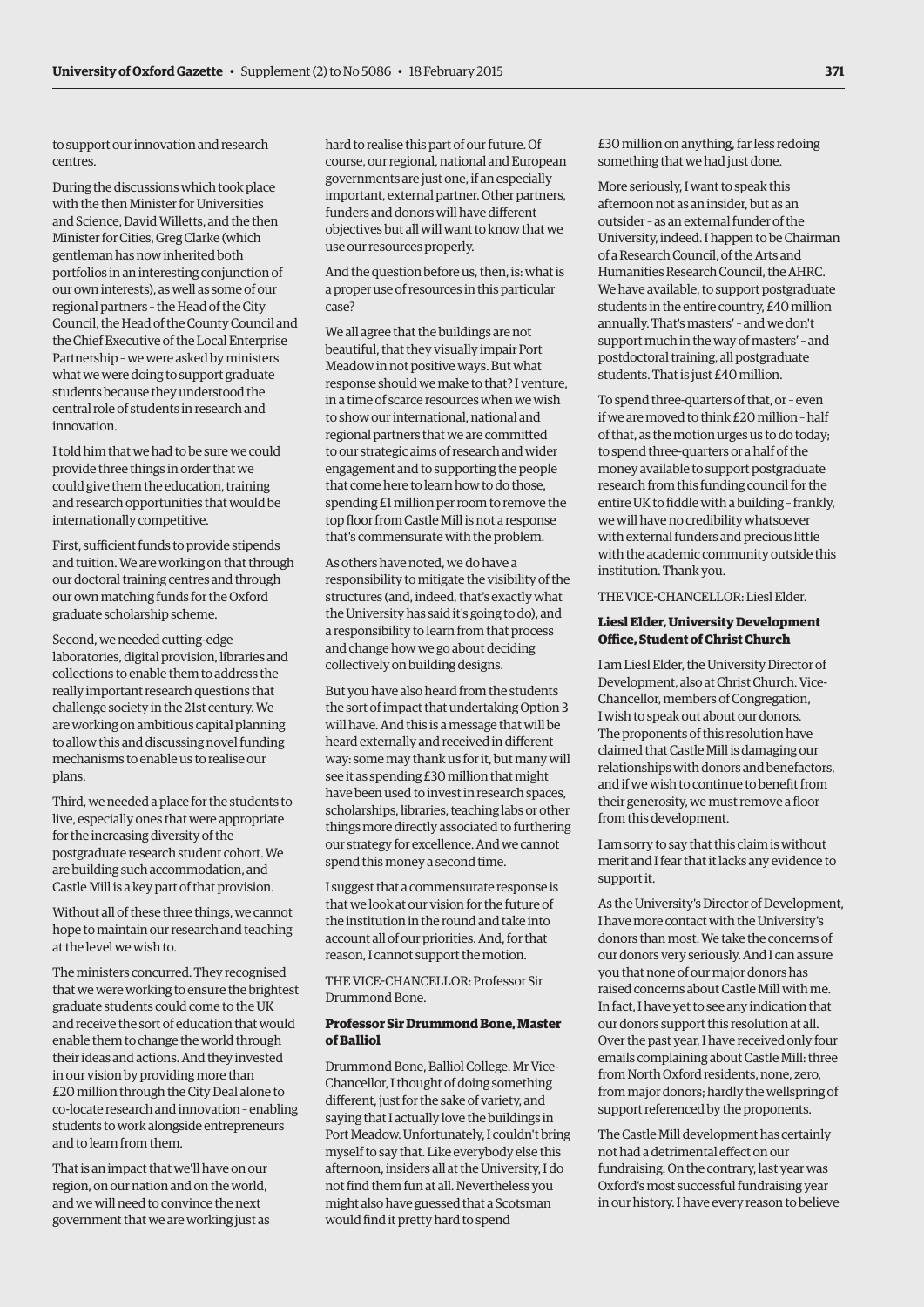to support our innovation and research centres.

During the discussions which took place with the then Minister for Universities and Science, David Willetts, and the then Minister for Cities, Greg Clarke (which gentleman has now inherited both portfolios in an interesting conjunction of our own interests), as well as some of our regional partners – the Head of the City Council, the Head of the County Council and the Chief Executive of the Local Enterprise Partnership – we were asked by ministers what we were doing to support graduate students because they understood the central role of students in research and innovation.

I told him that we had to be sure we could provide three things in order that we could give them the education, training and research opportunities that would be internationally competitive.

First, sufficient funds to provide stipends and tuition. We are working on that through our doctoral training centres and through our own matching funds for the Oxford graduate scholarship scheme.

Second, we needed cutting-edge laboratories, digital provision, libraries and collections to enable them to address the really important research questions that challenge society in the 21st century. We are working on ambitious capital planning to allow this and discussing novel funding mechanisms to enable us to realise our plans.

Third, we needed a place for the students to live, especially ones that were appropriate for the increasing diversity of the postgraduate research student cohort. We are building such accommodation, and Castle Mill is a key part of that provision.

Without all of these three things, we cannot hope to maintain our research and teaching at the level we wish to.

The ministers concurred. They recognised that we were working to ensure the brightest graduate students could come to the UK and receive the sort of education that would enable them to change the world through their ideas and actions. And they invested in our vision by providing more than £20 million through the City Deal alone to co-locate research and innovation – enabling students to work alongside entrepreneurs and to learn from them.

That is an impact that we'll have on our region, on our nation and on the world, and we will need to convince the next government that we are working just as hard to realise this part of our future. Of course, our regional, national and European governments are just one, if an especially important, external partner. Other partners, funders and donors will have different objectives but all will want to know that we use our resources properly.

And the question before us, then, is: what is a proper use of resources in this particular case?

We all agree that the buildings are not beautiful, that they visually impair Port Meadow in not positive ways. But what response should we make to that? I venture, in a time of scarce resources when we wish to show our international, national and regional partners that we are committed to our strategic aims of research and wider engagement and to supporting the people that come here to learn how to do those, spending £1 million per room to remove the top floor from Castle Mill is not a response that's commensurate with the problem.

As others have noted, we do have a responsibility to mitigate the visibility of the structures (and, indeed, that's exactly what the University has said it's going to do), and a responsibility to learn from that process and change how we go about deciding collectively on building designs.

But you have also heard from the students the sort of impact that undertaking Option 3 will have. And this is a message that will be heard externally and received in different way: some may thank us for it, but many will see it as spending £30 million that might have been used to invest in research spaces, scholarships, libraries, teaching labs or other things more directly associated to furthering our strategy for excellence. And we cannot spend this money a second time.

I suggest that a commensurate response is that we look at our vision for the future of the institution in the round and take into account all of our priorities. And, for that reason, I cannot support the motion.

THE VICE-CHANCELLOR: Professor Sir Drummond Bone.

**Professor Sir Drummond Bone, Master of Balliol**

Drummond Bone, Balliol College. Mr Vice-Chancellor, I thought of doing something different, just for the sake of variety, and saying that I actually love the buildings in Port Meadow. Unfortunately, I couldn't bring myself to say that. Like everybody else this afternoon, insiders all at the University, I do not find them fun at all. Nevertheless you might also have guessed that a Scotsman would find it pretty hard to spend £30 million on anything, far less redoing something that we had just done.

More seriously, I want to speak this afternoon not as an insider, but as an outsider – as an external funder of the University, indeed. I happen to be Chairman of a Research Council, of the Arts and Humanities Research Council, the AHRC. We have available, to support postgraduate students in the entire country, £40 million annually. That's masters' – and we don't support much in the way of masters' – and postdoctoral training, all postgraduate students. That is just £40 million.

To spend three-quarters of that, or – even if we are moved to think £20 million – half of that, as the motion urges us to do today; to spend three-quarters or a half of the money available to support postgraduate research from this funding council for the entire UK to fiddle with a building – frankly, we will have no credibility whatsoever with external funders and precious little with the academic community outside this institution. Thank you.

THE VICE-CHANCELLOR: Liesl Elder.

**Liesl Elder, University Development Office, Student of Christ Church**

I am Liesl Elder, the University Director of Development, also at Christ Church. Vice-Chancellor, members of Congregation, I wish to speak out about our donors. The proponents of this resolution have claimed that Castle Mill is damaging our relationships with donors and benefactors, and if we wish to continue to benefit from their generosity, we must remove a floor from this development.

I am sorry to say that this claim is without merit and I fear that it lacks any evidence to support it.

As the University's Director of Development, I have more contact with the University's donors than most. We take the concerns of our donors very seriously. And I can assure you that none of our major donors has raised concerns about Castle Mill with me. In fact, I have yet to see any indication that our donors support this resolution at all. Over the past year, I have received only four emails complaining about Castle Mill: three from North Oxford residents, none, zero, from major donors; hardly the wellspring of support referenced by the proponents.

The Castle Mill development has certainly not had a detrimental effect on our fundraising. On the contrary, last year was Oxford's most successful fundraising year in our history. I have every reason to believe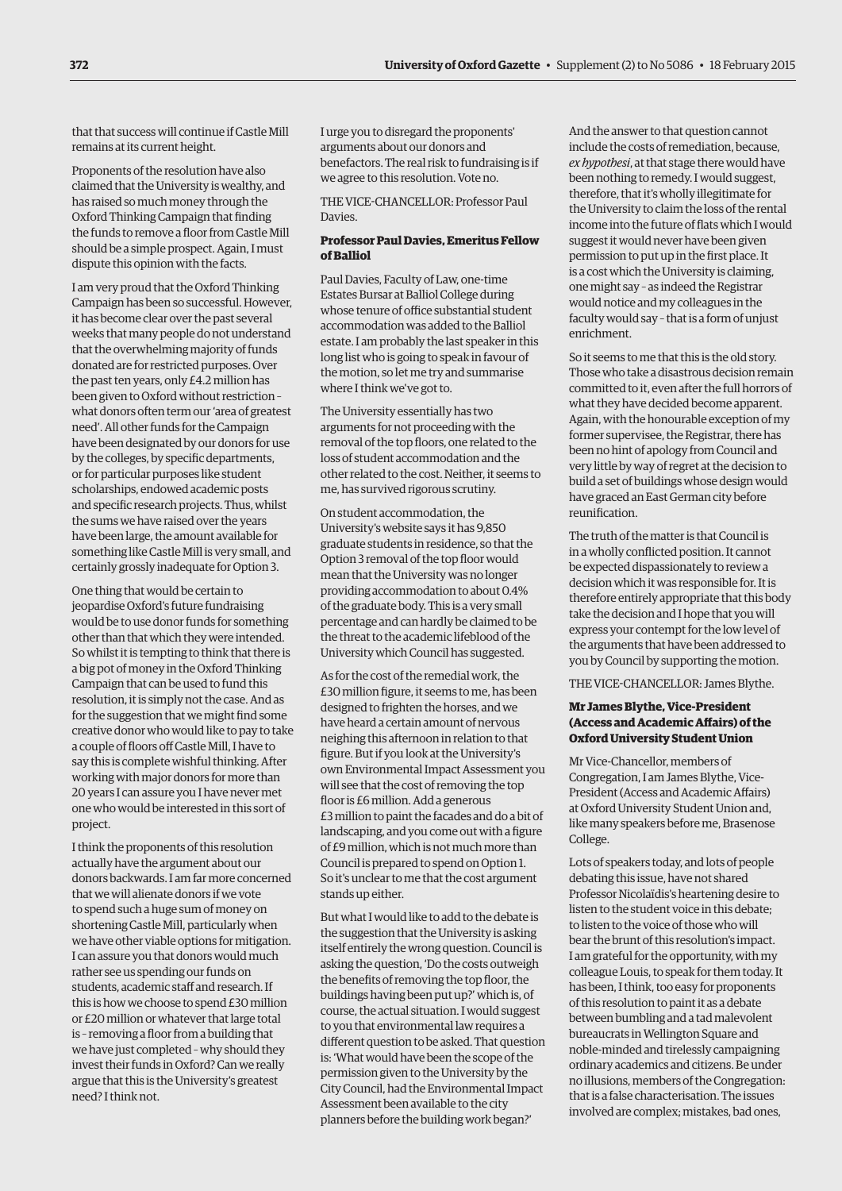that that success will continue if Castle Mill remains at its current height.

Proponents of the resolution have also claimed that the University is wealthy, and has raised so much money through the Oxford Thinking Campaign that finding the funds to remove a floor from Castle Mill should be a simple prospect. Again, I must dispute this opinion with the facts.

I am very proud that the Oxford Thinking Campaign has been so successful. However, it has become clear over the past several weeks that many people do not understand that the overwhelming majority of funds donated are for restricted purposes. Over the past ten years, only £4.2 million has been given to Oxford without restriction – what donors often term our 'area of greatest need'. All other funds for the Campaign have been designated by our donors for use by the colleges, by specific departments, or for particular purposes like student scholarships, endowed academic posts and specific research projects. Thus, whilst the sums we have raised over the years have been large, the amount available for something like Castle Mill is very small, and certainly grossly inadequate for Option 3.

One thing that would be certain to jeopardise Oxford's future fundraising would be to use donor funds for something other than that which they were intended. So whilst it is tempting to think that there is a big pot of money in the Oxford Thinking Campaign that can be used to fund this resolution, it is simply not the case. And as for the suggestion that we might find some creative donor who would like to pay to take a couple of floors off Castle Mill, I have to say this is complete wishful thinking. After working with major donors for more than 20 years I can assure you I have never met one who would be interested in this sort of project.

I think the proponents of this resolution actually have the argument about our donors backwards. I am far more concerned that we will alienate donors if we vote to spend such a huge sum of money on shortening Castle Mill, particularly when we have other viable options for mitigation. I can assure you that donors would much rather see us spending our funds on students, academic staff and research. If this is how we choose to spend £30 million or £20 million or whatever that large total is – removing a floor from a building that we have just completed – why should they invest their funds in Oxford? Can we really argue that this is the University's greatest need? I think not.

I urge you to disregard the proponents' arguments about our donors and benefactors. The real risk to fundraising is if we agree to this resolution. Vote no.

THE VICE-CHANCELLOR: Professor Paul Davies.

**Professor Paul Davies, Emeritus Fellow of Balliol**

Paul Davies, Faculty of Law, one-time Estates Bursar at Balliol College during whose tenure of office substantial student accommodation was added to the Balliol estate. I am probably the last speaker in this long list who is going to speak in favour of the motion, so let me try and summarise where I think we've got to.

The University essentially has two arguments for not proceeding with the removal of the top floors, one related to the loss of student accommodation and the other related to the cost. Neither, it seems to me, has survived rigorous scrutiny.

On student accommodation, the University's website says it has 9,850 graduate students in residence, so that the Option 3 removal of the top floor would mean that the University was no longer providing accommodation to about 0.4% of the graduate body. This is a very small percentage and can hardly be claimed to be the threat to the academic lifeblood of the University which Council has suggested.

As for the cost of the remedial work, the £30 million figure, it seems to me, has been designed to frighten the horses, and we have heard a certain amount of nervous neighing this afternoon in relation to that figure. But if you look at the University's own Environmental Impact Assessment you will see that the cost of removing the top floor is £6 million. Add a generous £3 million to paint the facades and do a bit of landscaping, and you come out with a figure of £9 million, which is not much more than Council is prepared to spend on Option 1. So it's unclear to me that the cost argument stands up either.

But what I would like to add to the debate is the suggestion that the University is asking itself entirely the wrong question. Council is asking the question, 'Do the costs outweigh the benefits of removing the top floor, the buildings having been put up?' which is, of course, the actual situation. I would suggest to you that environmental law requires a different question to be asked. That question is: 'What would have been the scope of the permission given to the University by the City Council, had the Environmental Impact Assessment been available to the city planners before the building work began?'

And the answer to that question cannot include the costs of remediation, because, *ex hypothesi*, at that stage there would have been nothing to remedy. I would suggest, therefore, that it's wholly illegitimate for the University to claim the loss of the rental income into the future of flats which I would suggest it would never have been given permission to put up in the first place. It is a cost which the University is claiming, one might say – as indeed the Registrar would notice and my colleagues in the faculty would say – that is a form of unjust enrichment.

So it seems to me that this is the old story. Those who take a disastrous decision remain committed to it, even after the full horrors of what they have decided become apparent. Again, with the honourable exception of my former supervisee, the Registrar, there has been no hint of apology from Council and very little by way of regret at the decision to build a set of buildings whose design would have graced an East German city before reunification.

The truth of the matter is that Council is in a wholly conflicted position. It cannot be expected dispassionately to review a decision which it was responsible for. It is therefore entirely appropriate that this body take the decision and I hope that you will express your contempt for the low level of the arguments that have been addressed to you by Council by supporting the motion.

THE VICE-CHANCELLOR: James Blythe.

**Mr James Blythe, Vice-President (Access and Academic Affairs) of the Oxford University Student Union**

Mr Vice-Chancellor, members of Congregation, I am James Blythe, Vice-President (Access and Academic Affairs) at Oxford University Student Union and, like many speakers before me, Brasenose College.

Lots of speakers today, and lots of people debating this issue, have not shared Professor Nicolaïdis's heartening desire to listen to the student voice in this debate; to listen to the voice of those who will bear the brunt of this resolution's impact. I am grateful for the opportunity, with my colleague Louis, to speak for them today. It has been, I think, too easy for proponents of this resolution to paint it as a debate between bumbling and a tad malevolent bureaucrats in Wellington Square and noble-minded and tirelessly campaigning ordinary academics and citizens. Be under no illusions, members of the Congregation: that is a false characterisation. The issues involved are complex; mistakes, bad ones,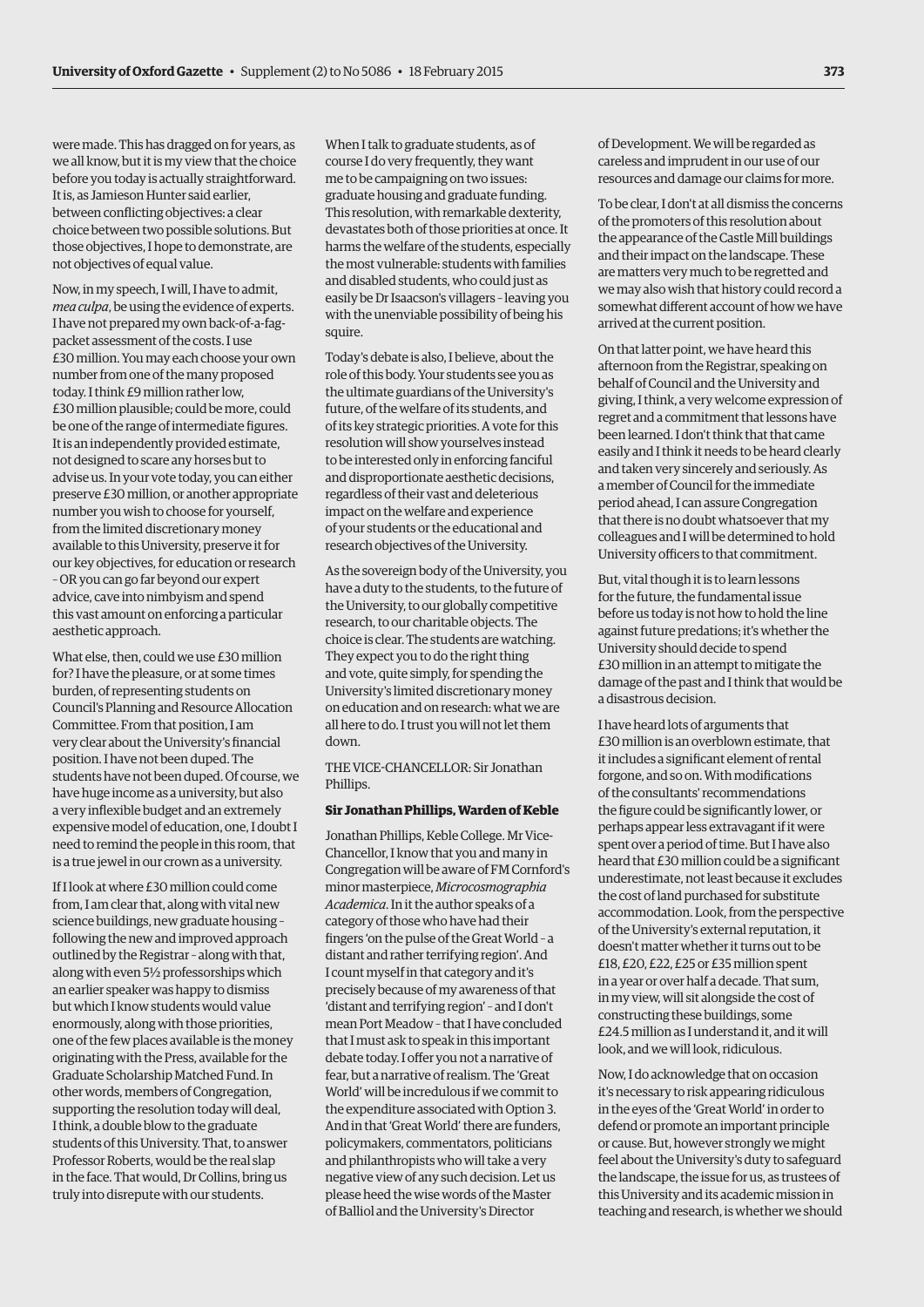were made. This has dragged on for years, as we all know, but it is my view that the choice before you today is actually straightforward. It is, as Jamieson Hunter said earlier, between conflicting objectives: a clear choice between two possible solutions. But those objectives, I hope to demonstrate, are not objectives of equal value.

Now, in my speech, I will, I have to admit, *mea culpa*, be using the evidence of experts. I have not prepared my own back-of-a-fag-packet assessment of the costs. I use £30 million. You may each choose your own number from one of the many proposed today. I think £9 million rather low, £30 million plausible; could be more, could be one of the range of intermediate figures. It is an independently provided estimate, not designed to scare any horses but to advise us. In your vote today, you can either preserve £30 million, or another appropriate number you wish to choose for yourself, from the limited discretionary money available to this University, preserve it for our key objectives, for education or research – OR you can go far beyond our expert advice, cave into nimbyism and spend this vast amount on enforcing a particular aesthetic approach.

What else, then, could we use £30 million for? I have the pleasure, or at some times burden, of representing students on Council's Planning and Resource Allocation Committee. From that position, I am very clear about the University's financial position. I have not been duped. The students have not been duped. Of course, we have huge income as a university, but also a very inflexible budget and an extremely expensive model of education, one, I doubt I need to remind the people in this room, that is a true jewel in our crown as a university.

If I look at where £30 million could come from, I am clear that, along with vital new science buildings, new graduate housing – following the new and improved approach outlined by the Registrar – along with that, along with even 5½ professorships which an earlier speaker was happy to dismiss but which I know students would value enormously, along with those priorities, one of the few places available is the money originating with the Press, available for the Graduate Scholarship Matched Fund. In other words, members of Congregation, supporting the resolution today will deal, I think, a double blow to the graduate students of this University. That, to answer Professor Roberts, would be the real slap in the face. That would, Dr Collins, bring us truly into disrepute with our students.

When I talk to graduate students, as of course I do very frequently, they want me to be campaigning on two issues: graduate housing and graduate funding. This resolution, with remarkable dexterity, devastates both of those priorities at once. It harms the welfare of the students, especially the most vulnerable: students with families and disabled students, who could just as easily be Dr Isaacson's villagers – leaving you with the unenviable possibility of being his squire.

Today's debate is also, I believe, about the role of this body. Your students see you as the ultimate guardians of the University's future, of the welfare of its students, and of its key strategic priorities. A vote for this resolution will show yourselves instead to be interested only in enforcing fanciful and disproportionate aesthetic decisions, regardless of their vast and deleterious impact on the welfare and experience of your students or the educational and research objectives of the University.

As the sovereign body of the University, you have a duty to the students, to the future of the University, to our globally competitive research, to our charitable objects. The choice is clear. The students are watching. They expect you to do the right thing and vote, quite simply, for spending the University's limited discretionary money on education and on research: what we are all here to do. I trust you will not let them down.

THE VICE-CHANCELLOR: Sir Jonathan Phillips.

**Sir Jonathan Phillips, Warden of Keble**

Jonathan Phillips, Keble College. Mr Vice-Chancellor, I know that you and many in Congregation will be aware of FM Cornford's minor masterpiece, *Microcosmographia Academica*. In it the author speaks of a category of those who have had their fingers 'on the pulse of the Great World – a distant and rather terrifying region'. And I count myself in that category and it's precisely because of my awareness of that 'distant and terrifying region' – and I don't mean Port Meadow – that I have concluded that I must ask to speak in this important debate today. I offer you not a narrative of fear, but a narrative of realism. The 'Great World' will be incredulous if we commit to the expenditure associated with Option 3. And in that 'Great World' there are funders, policymakers, commentators, politicians and philanthropists who will take a very negative view of any such decision. Let us please heed the wise words of the Master of Balliol and the University's Director of Development. We will be regarded as careless and imprudent in our use of our resources and damage our claims for more.

To be clear, I don't at all dismiss the concerns of the promoters of this resolution about the appearance of the Castle Mill buildings and their impact on the landscape. These are matters very much to be regretted and we may also wish that history could record a somewhat different account of how we have arrived at the current position.

On that latter point, we have heard this afternoon from the Registrar, speaking on behalf of Council and the University and giving, I think, a very welcome expression of regret and a commitment that lessons have been learned. I don't think that that came easily and I think it needs to be heard clearly and taken very sincerely and seriously. As a member of Council for the immediate period ahead, I can assure Congregation that there is no doubt whatsoever that my colleagues and I will be determined to hold University officers to that commitment.

But, vital though it is to learn lessons for the future, the fundamental issue before us today is not how to hold the line against future predations; it's whether the University should decide to spend £30 million in an attempt to mitigate the damage of the past and I think that would be a disastrous decision.

I have heard lots of arguments that £30 million is an overblown estimate, that it includes a significant element of rental forgone, and so on. With modifications of the consultants' recommendations the figure could be significantly lower, or perhaps appear less extravagant if it were spent over a period of time. But I have also heard that £30 million could be a significant underestimate, not least because it excludes the cost of land purchased for substitute accommodation. Look, from the perspective of the University's external reputation, it doesn't matter whether it turns out to be £18, £20, £22, £25 or £35 million spent in a year or over half a decade. That sum, in my view, will sit alongside the cost of constructing these buildings, some £24.5 million as I understand it, and it will look, and we will look, ridiculous.

Now, I do acknowledge that on occasion it's necessary to risk appearing ridiculous in the eyes of the 'Great World' in order to defend or promote an important principle or cause. But, however strongly we might feel about the University's duty to safeguard the landscape, the issue for us, as trustees of this University and its academic mission in teaching and research, is whether we should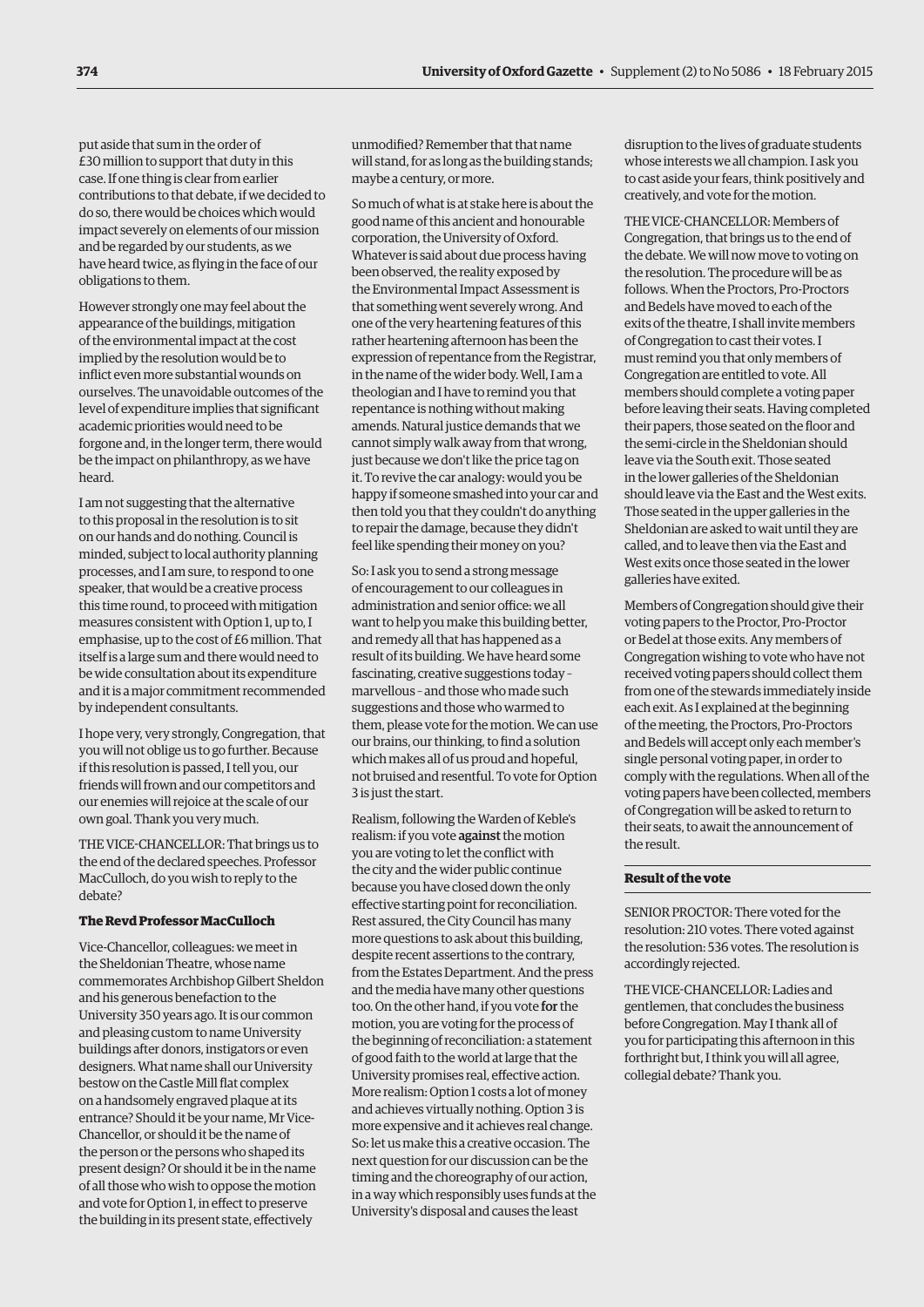put aside that sum in the order of £30 million to support that duty in this case. If one thing is clear from earlier contributions to that debate, if we decided to do so, there would be choices which would impact severely on elements of our mission and be regarded by our students, as we have heard twice, as flying in the face of our obligations to them.

However strongly one may feel about the appearance of the buildings, mitigation of the environmental impact at the cost implied by the resolution would be to inflict even more substantial wounds on ourselves. The unavoidable outcomes of the level of expenditure implies that significant academic priorities would need to be forgone and, in the longer term, there would be the impact on philanthropy, as we have heard.

I am not suggesting that the alternative to this proposal in the resolution is to sit on our hands and do nothing. Council is minded, subject to local authority planning processes, and I am sure, to respond to one speaker, that would be a creative process this time round, to proceed with mitigation measures consistent with Option 1, up to, I emphasise, up to the cost of £6 million. That itself is a large sum and there would need to be wide consultation about its expenditure and it is a major commitment recommended by independent consultants.

I hope very, very strongly, Congregation, that you will not oblige us to go further. Because if this resolution is passed, I tell you, our friends will frown and our competitors and our enemies will rejoice at the scale of our own goal. Thank you very much.

THE VICE-CHANCELLOR: That brings us to the end of the declared speeches. Professor MacCulloch, do you wish to reply to the debate?

**The Revd Professor MacCulloch**

Vice-Chancellor, colleagues: we meet in the Sheldonian Theatre, whose name commemorates Archbishop Gilbert Sheldon and his generous benefaction to the University 350 years ago. It is our common and pleasing custom to name University buildings after donors, instigators or even designers. What name shall our University bestow on the Castle Mill flat complex on a handsomely engraved plaque at its entrance? Should it be your name, Mr Vice-Chancellor, or should it be the name of the person or the persons who shaped its present design? Or should it be in the name of all those who wish to oppose the motion and vote for Option 1, in effect to preserve the building in its present state, effectively unmodified? Remember that that name will stand, for as long as the building stands; maybe a century, or more.

So much of what is at stake here is about the good name of this ancient and honourable corporation, the University of Oxford. Whatever is said about due process having been observed, the reality exposed by the Environmental Impact Assessment is that something went severely wrong. And one of the very heartening features of this rather heartening afternoon has been the expression of repentance from the Registrar, in the name of the wider body. Well, I am a theologian and I have to remind you that repentance is nothing without making amends. Natural justice demands that we cannot simply walk away from that wrong, just because we don't like the price tag on it. To revive the car analogy: would you be happy if someone smashed into your car and then told you that they couldn't do anything to repair the damage, because they didn't feel like spending their money on you?

So: I ask you to send a strong message of encouragement to our colleagues in administration and senior office: we all want to help you make this building better, and remedy all that has happened as a result of its building. We have heard some fascinating, creative suggestions today – marvellous – and those who made such suggestions and those who warmed to them, please vote for the motion. We can use our brains, our thinking, to find a solution which makes all of us proud and hopeful, not bruised and resentful. To vote for Option 3 is just the start.

Realism, following the Warden of Keble's realism: if you vote **against** the motion you are voting to let the conflict with the city and the wider public continue because you have closed down the only effective starting point for reconciliation. Rest assured, the City Council has many more questions to ask about this building, despite recent assertions to the contrary, from the Estates Department. And the press and the media have many other questions too. On the other hand, if you vote **for** the motion, you are voting for the process of the beginning of reconciliation: a statement of good faith to the world at large that the University promises real, effective action. More realism: Option 1 costs a lot of money and achieves virtually nothing. Option 3 is more expensive and it achieves real change. So: let us make this a creative occasion. The next question for our discussion can be the timing and the choreography of our action, in a way which responsibly uses funds at the University's disposal and causes the least disruption to the lives of graduate students whose interests we all champion. I ask you to cast aside your fears, think positively and creatively, and vote for the motion.

THE VICE-CHANCELLOR: Members of Congregation, that brings us to the end of the debate. We will now move to voting on the resolution. The procedure will be as follows. When the Proctors, Pro-Proctors and Bedels have moved to each of the exits of the theatre, I shall invite members of Congregation to cast their votes. I must remind you that only members of Congregation are entitled to vote. All members should complete a voting paper before leaving their seats. Having completed their papers, those seated on the floor and the semi-circle in the Sheldonian should leave via the South exit. Those seated in the lower galleries of the Sheldonian should leave via the East and the West exits. Those seated in the upper galleries in the Sheldonian are asked to wait until they are called, and to leave then via the East and West exits once those seated in the lower galleries have exited.

Members of Congregation should give their voting papers to the Proctor, Pro-Proctor or Bedel at those exits. Any members of Congregation wishing to vote who have not received voting papers should collect them from one of the stewards immediately inside each exit. As I explained at the beginning of the meeting, the Proctors, Pro-Proctors and Bedels will accept only each member's single personal voting paper, in order to comply with the regulations. When all of the voting papers have been collected, members of Congregation will be asked to return to their seats, to await the announcement of the result.

**Result of the vote**

SENIOR PROCTOR: There voted for the resolution: 210 votes. There voted against the resolution: 536 votes. The resolution is accordingly rejected.

THE VICE-CHANCELLOR: Ladies and gentlemen, that concludes the business before Congregation. May I thank all of you for participating this afternoon in this forthright but, I think you will all agree, collegial debate? Thank you.